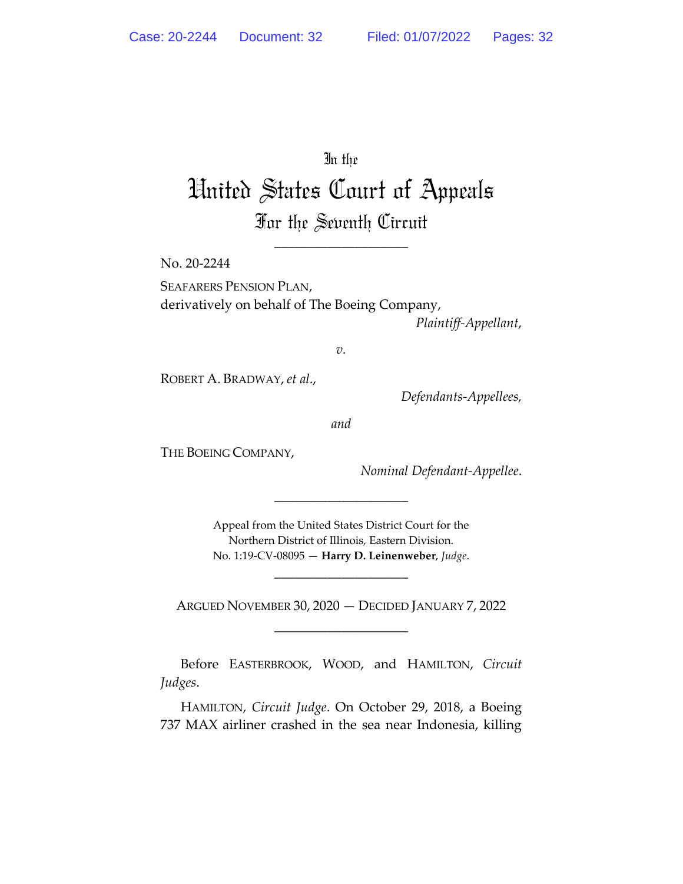In the

# United States Court of Appeals

## For the Seventh Circuit

\_\_\_\_\_\_\_\_\_\_\_\_\_\_\_\_\_\_\_\_

No. 20-2244

SEAFARERS PENSION PLAN,
derivatively on behalf of The Boeing Company,

*Plaintiff-Appellant*,

*v.*

ROBERT A. BRADWAY, *et al*.,

*Defendants-Appellees*,

*and*

THE BOEING COMPANY,

*Nominal Defendant-Appellee*.

\_\_\_\_\_\_\_\_\_\_\_\_\_\_\_\_\_\_\_\_

Appeal from the United States District Court for the
Northern District of Illinois, Eastern Division.
No. 1:19-CV-08095 — **Harry D. Leinenweber**, *Judge*.

\_\_\_\_\_\_\_\_\_\_\_\_\_\_\_\_\_\_\_\_

ARGUED NOVEMBER 30, 2020 — DECIDED JANUARY 7, 2022

\_\_\_\_\_\_\_\_\_\_\_\_\_\_\_\_\_\_\_\_

Before EASTERBROOK, WOOD, and HAMILTON, *Circuit Judges*.

HAMILTON, *Circuit Judge*. On October 29, 2018, a Boeing 737 MAX airliner crashed in the sea near Indonesia, killing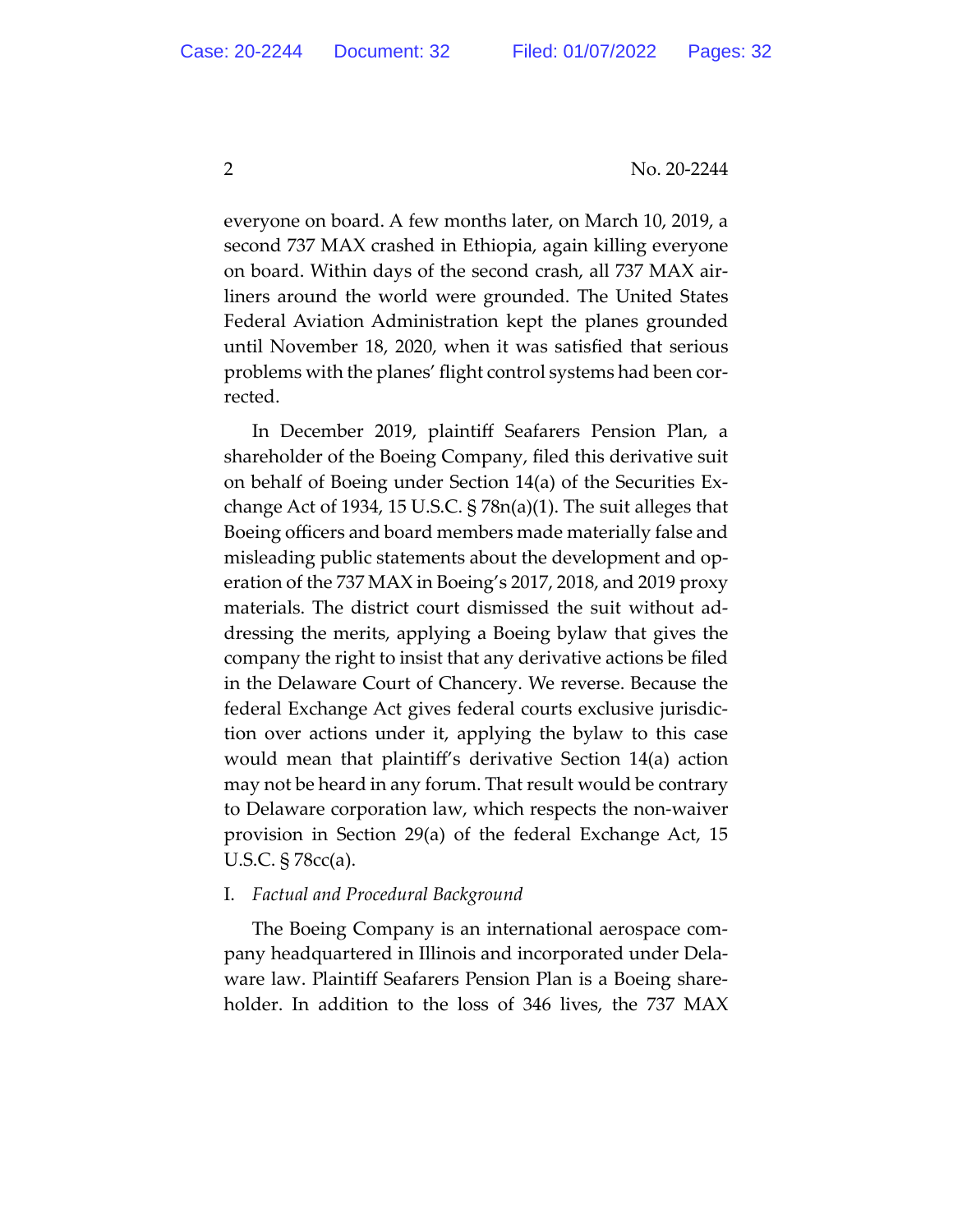everyone on board. A few months later, on March 10, 2019, a second 737 MAX crashed in Ethiopia, again killing everyone on board. Within days of the second crash, all 737 MAX airliners around the world were grounded. The United States Federal Aviation Administration kept the planes grounded until November 18, 2020, when it was satisfied that serious problems with the planes' flight control systems had been corrected.

In December 2019, plaintiff Seafarers Pension Plan, a shareholder of the Boeing Company, filed this derivative suit on behalf of Boeing under Section 14(a) of the Securities Exchange Act of 1934, 15 U.S.C. § 78n(a)(1). The suit alleges that Boeing officers and board members made materially false and misleading public statements about the development and operation of the 737 MAX in Boeing's 2017, 2018, and 2019 proxy materials. The district court dismissed the suit without addressing the merits, applying a Boeing bylaw that gives the company the right to insist that any derivative actions be filed in the Delaware Court of Chancery. We reverse. Because the federal Exchange Act gives federal courts exclusive jurisdiction over actions under it, applying the bylaw to this case would mean that plaintiff's derivative Section 14(a) action may not be heard in any forum. That result would be contrary to Delaware corporation law, which respects the non-waiver provision in Section 29(a) of the federal Exchange Act, 15 U.S.C. § 78cc(a).

## I. *Factual and Procedural Background*

The Boeing Company is an international aerospace company headquartered in Illinois and incorporated under Delaware law. Plaintiff Seafarers Pension Plan is a Boeing shareholder. In addition to the loss of 346 lives, the 737 MAX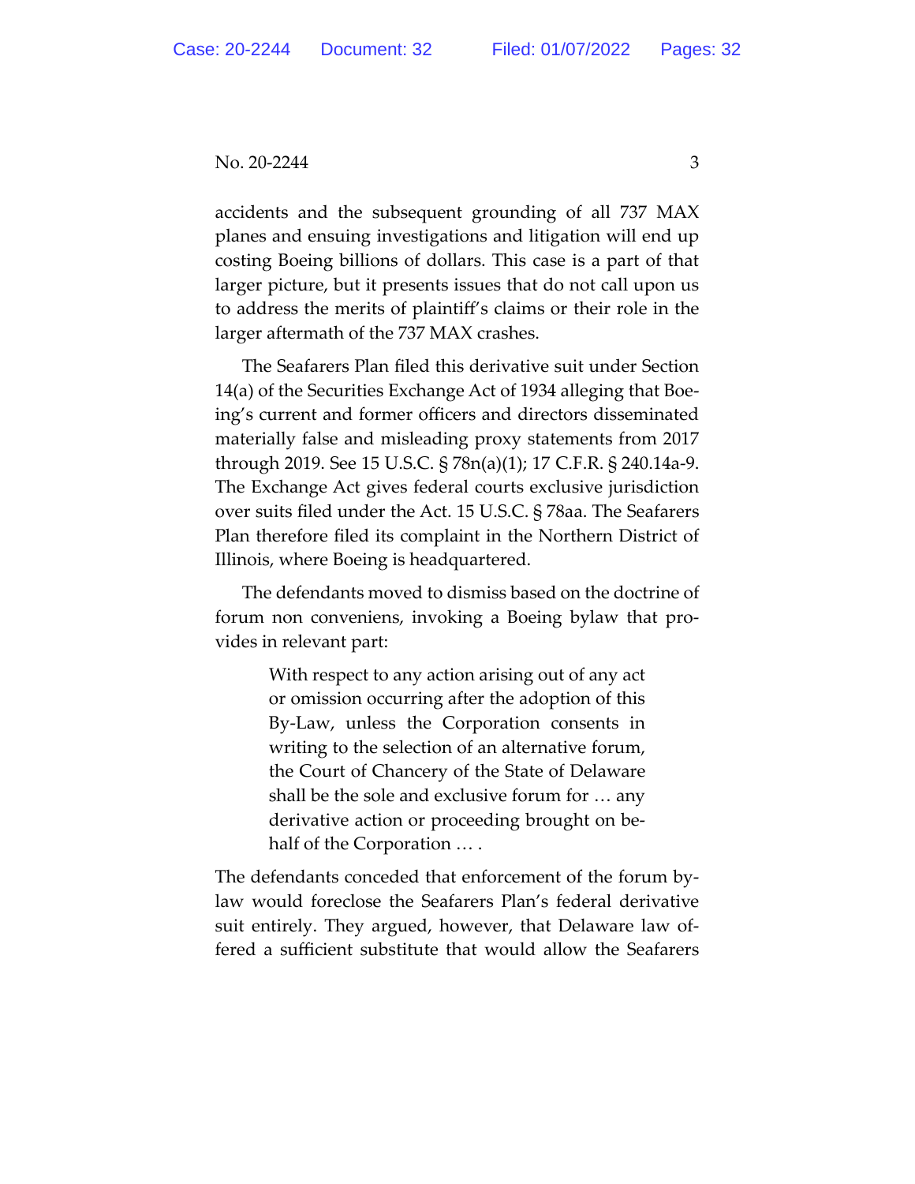accidents and the subsequent grounding of all 737 MAX planes and ensuing investigations and litigation will end up costing Boeing billions of dollars. This case is a part of that larger picture, but it presents issues that do not call upon us to address the merits of plaintiff's claims or their role in the larger aftermath of the 737 MAX crashes.

The Seafarers Plan filed this derivative suit under Section 14(a) of the Securities Exchange Act of 1934 alleging that Boeing's current and former officers and directors disseminated materially false and misleading proxy statements from 2017 through 2019. See 15 U.S.C. § 78n(a)(1); 17 C.F.R. § 240.14a-9. The Exchange Act gives federal courts exclusive jurisdiction over suits filed under the Act. 15 U.S.C. § 78aa. The Seafarers Plan therefore filed its complaint in the Northern District of Illinois, where Boeing is headquartered.

The defendants moved to dismiss based on the doctrine of forum non conveniens, invoking a Boeing bylaw that provides in relevant part:

> With respect to any action arising out of any act or omission occurring after the adoption of this By-Law, unless the Corporation consents in writing to the selection of an alternative forum, the Court of Chancery of the State of Delaware shall be the sole and exclusive forum for … any derivative action or proceeding brought on behalf of the Corporation … .

The defendants conceded that enforcement of the forum bylaw would foreclose the Seafarers Plan's federal derivative suit entirely. They argued, however, that Delaware law offered a sufficient substitute that would allow the Seafarers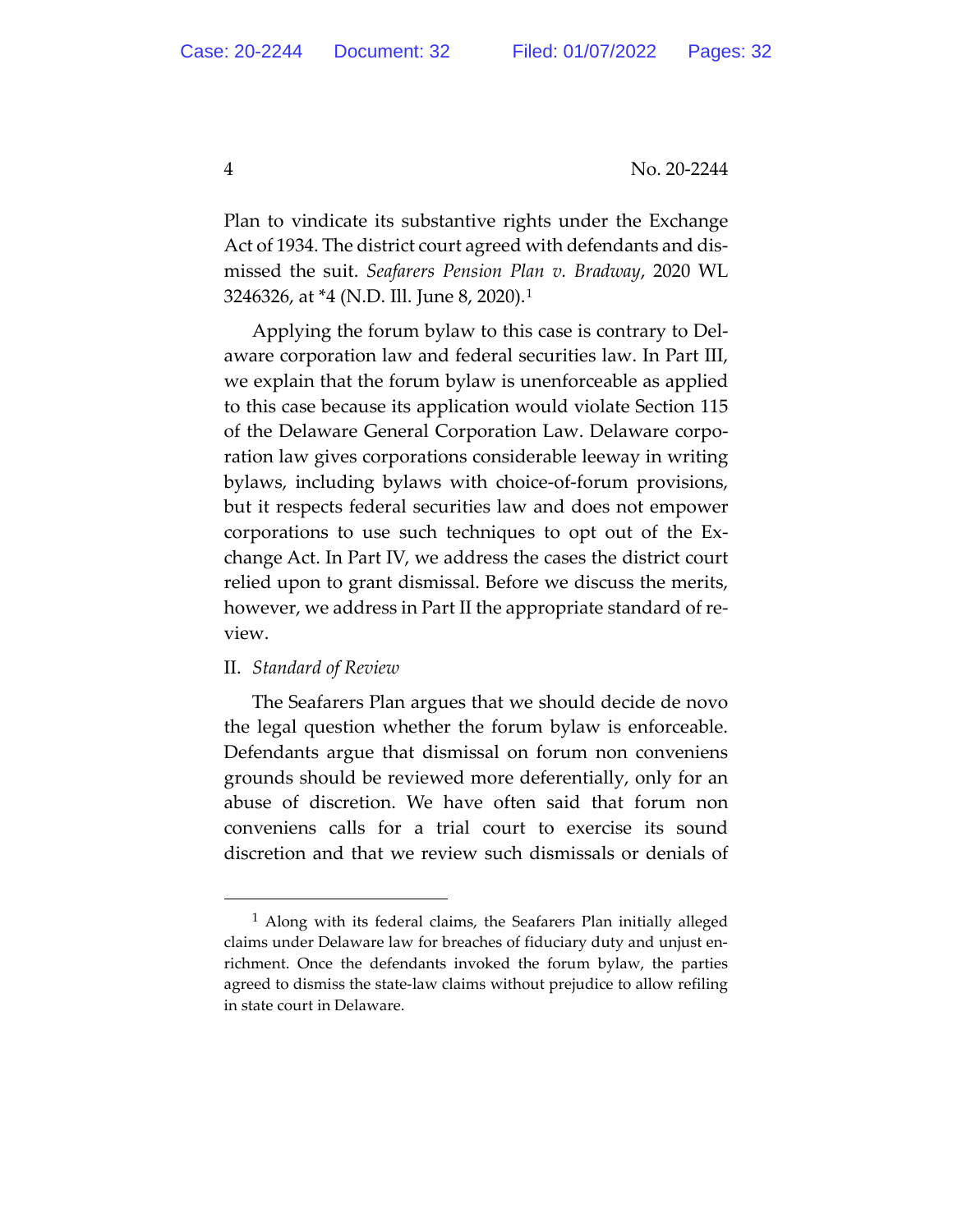Plan to vindicate its substantive rights under the Exchange Act of 1934. The district court agreed with defendants and dismissed the suit. *Seafarers Pension Plan v. Bradway*, 2020 WL 3246326, at *4 (N.D. Ill. June 8, 2020).[1]

Applying the forum bylaw to this case is contrary to Delaware corporation law and federal securities law. In Part III, we explain that the forum bylaw is unenforceable as applied to this case because its application would violate Section 115 of the Delaware General Corporation Law. Delaware corporation law gives corporations considerable leeway in writing bylaws, including bylaws with choice-of-forum provisions, but it respects federal securities law and does not empower corporations to use such techniques to opt out of the Exchange Act. In Part IV, we address the cases the district court relied upon to grant dismissal. Before we discuss the merits, however, we address in Part II the appropriate standard of review.

## II. *Standard of Review*

The Seafarers Plan argues that we should decide de novo the legal question whether the forum bylaw is enforceable. Defendants argue that dismissal on forum non conveniens grounds should be reviewed more deferentially, only for an abuse of discretion. We have often said that forum non conveniens calls for a trial court to exercise its sound discretion and that we review such dismissals or denials of

---

[1] Along with its federal claims, the Seafarers Plan initially alleged claims under Delaware law for breaches of fiduciary duty and unjust enrichment. Once the defendants invoked the forum bylaw, the parties agreed to dismiss the state-law claims without prejudice to allow refiling in state court in Delaware.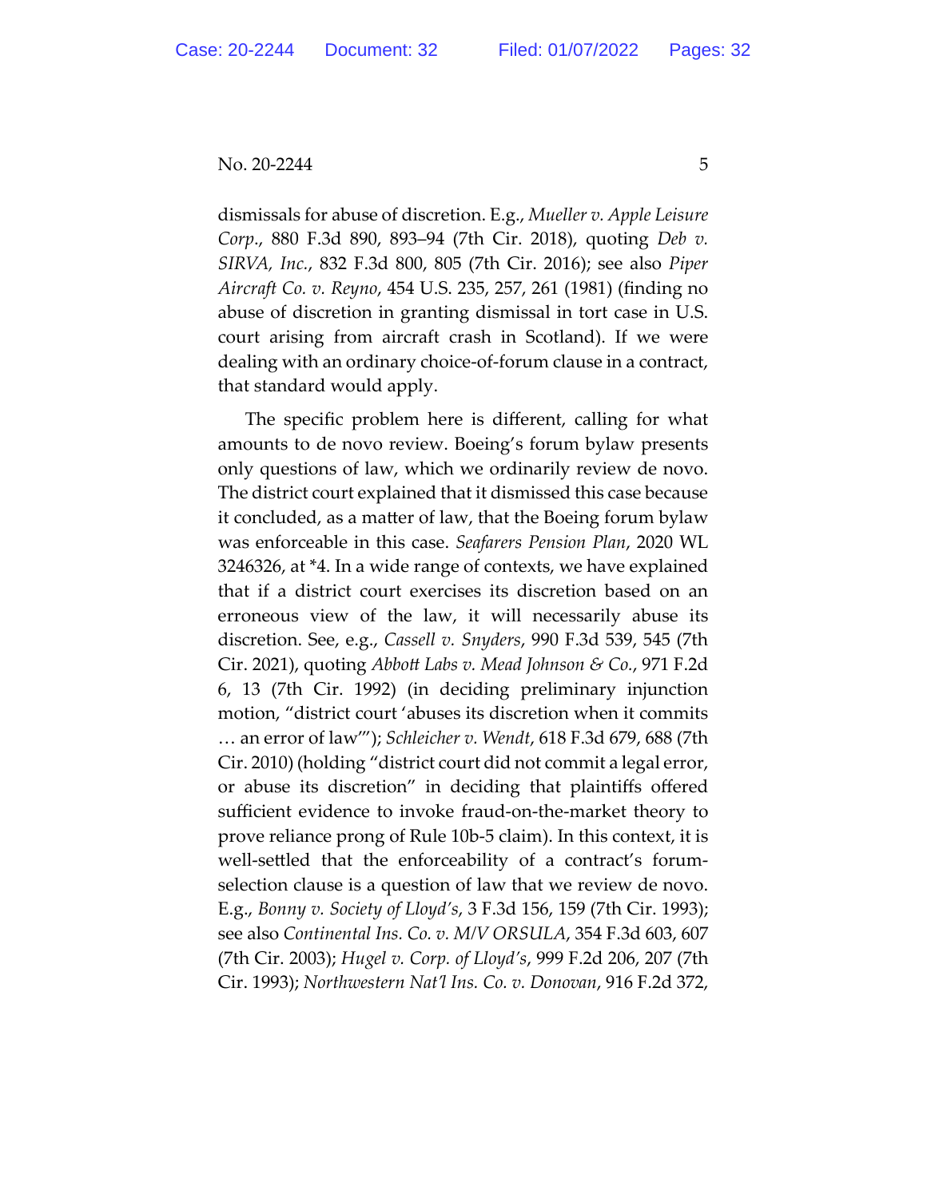dismissals for abuse of discretion. E.g., *Mueller v. Apple Leisure Corp.*, 880 F.3d 890, 893–94 (7th Cir. 2018), quoting *Deb v. SIRVA, Inc.*, 832 F.3d 800, 805 (7th Cir. 2016); see also *Piper Aircraft Co. v. Reyno*, 454 U.S. 235, 257, 261 (1981) (finding no abuse of discretion in granting dismissal in tort case in U.S. court arising from aircraft crash in Scotland). If we were dealing with an ordinary choice-of-forum clause in a contract, that standard would apply.

The specific problem here is different, calling for what amounts to de novo review. Boeing's forum bylaw presents only questions of law, which we ordinarily review de novo. The district court explained that it dismissed this case because it concluded, as a matter of law, that the Boeing forum bylaw was enforceable in this case. *Seafarers Pension Plan*, 2020 WL 3246326, at *4. In a wide range of contexts, we have explained that if a district court exercises its discretion based on an erroneous view of the law, it will necessarily abuse its discretion. See, e.g., *Cassell v. Snyders*, 990 F.3d 539, 545 (7th Cir. 2021), quoting *Abbott Labs v. Mead Johnson & Co.*, 971 F.2d 6, 13 (7th Cir. 1992) (in deciding preliminary injunction motion, "district court 'abuses its discretion when it commits … an error of law'"); *Schleicher v. Wendt*, 618 F.3d 679, 688 (7th Cir. 2010) (holding "district court did not commit a legal error, or abuse its discretion" in deciding that plaintiffs offered sufficient evidence to invoke fraud-on-the-market theory to prove reliance prong of Rule 10b-5 claim). In this context, it is well-settled that the enforceability of a contract's forum-selection clause is a question of law that we review de novo. E.g., *Bonny v. Society of Lloyd's*, 3 F.3d 156, 159 (7th Cir. 1993); see also *Continental Ins. Co. v. M/V ORSULA*, 354 F.3d 603, 607 (7th Cir. 2003); *Hugel v. Corp. of Lloyd's*, 999 F.2d 206, 207 (7th Cir. 1993); *Northwestern Nat'l Ins. Co. v. Donovan*, 916 F.2d 372,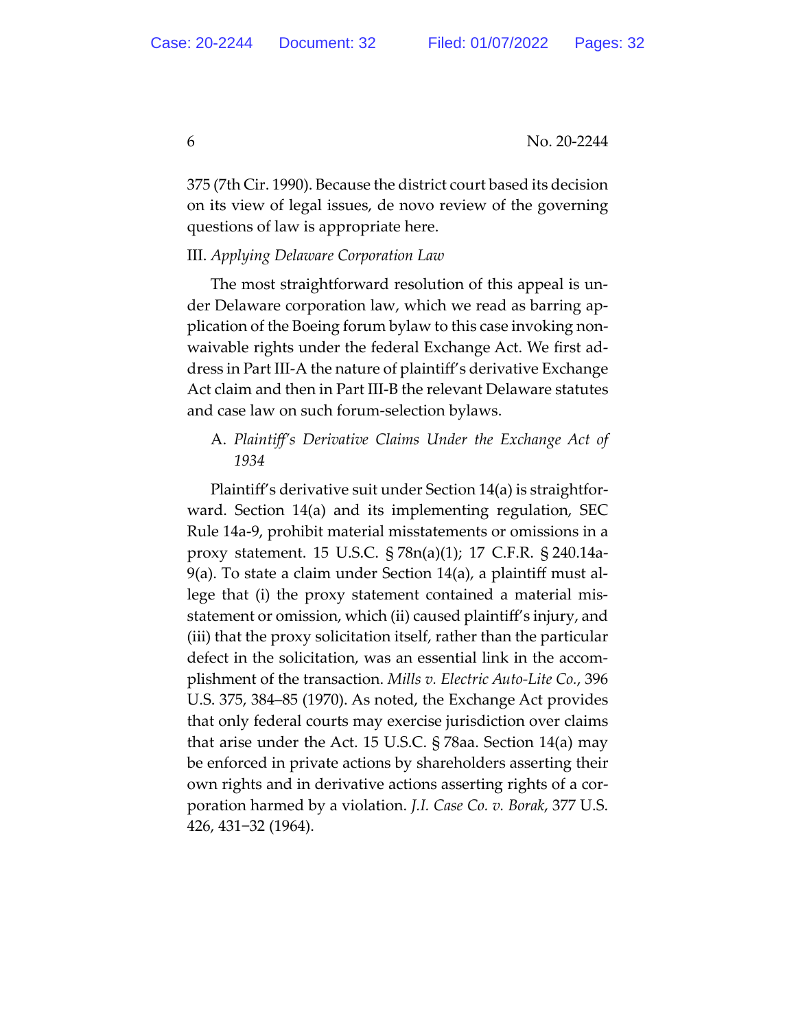375 (7th Cir. 1990). Because the district court based its decision on its view of legal issues, de novo review of the governing questions of law is appropriate here.

## III. *Applying Delaware Corporation Law*

The most straightforward resolution of this appeal is under Delaware corporation law, which we read as barring application of the Boeing forum bylaw to this case invoking nonwaivable rights under the federal Exchange Act. We first address in Part III-A the nature of plaintiff's derivative Exchange Act claim and then in Part III-B the relevant Delaware statutes and case law on such forum-selection bylaws.

### A. *Plaintiff's Derivative Claims Under the Exchange Act of 1934*

Plaintiff's derivative suit under Section 14(a) is straightforward. Section 14(a) and its implementing regulation, SEC Rule 14a-9, prohibit material misstatements or omissions in a proxy statement. 15 U.S.C. § 78n(a)(1); 17 C.F.R. § 240.14a-9(a). To state a claim under Section 14(a), a plaintiff must allege that (i) the proxy statement contained a material misstatement or omission, which (ii) caused plaintiff's injury, and (iii) that the proxy solicitation itself, rather than the particular defect in the solicitation, was an essential link in the accomplishment of the transaction. *Mills v. Electric Auto-Lite Co.*, 396 U.S. 375, 384–85 (1970). As noted, the Exchange Act provides that only federal courts may exercise jurisdiction over claims that arise under the Act. 15 U.S.C. § 78aa. Section 14(a) may be enforced in private actions by shareholders asserting their own rights and in derivative actions asserting rights of a corporation harmed by a violation. *J.I. Case Co. v. Borak*, 377 U.S. 426, 431–32 (1964).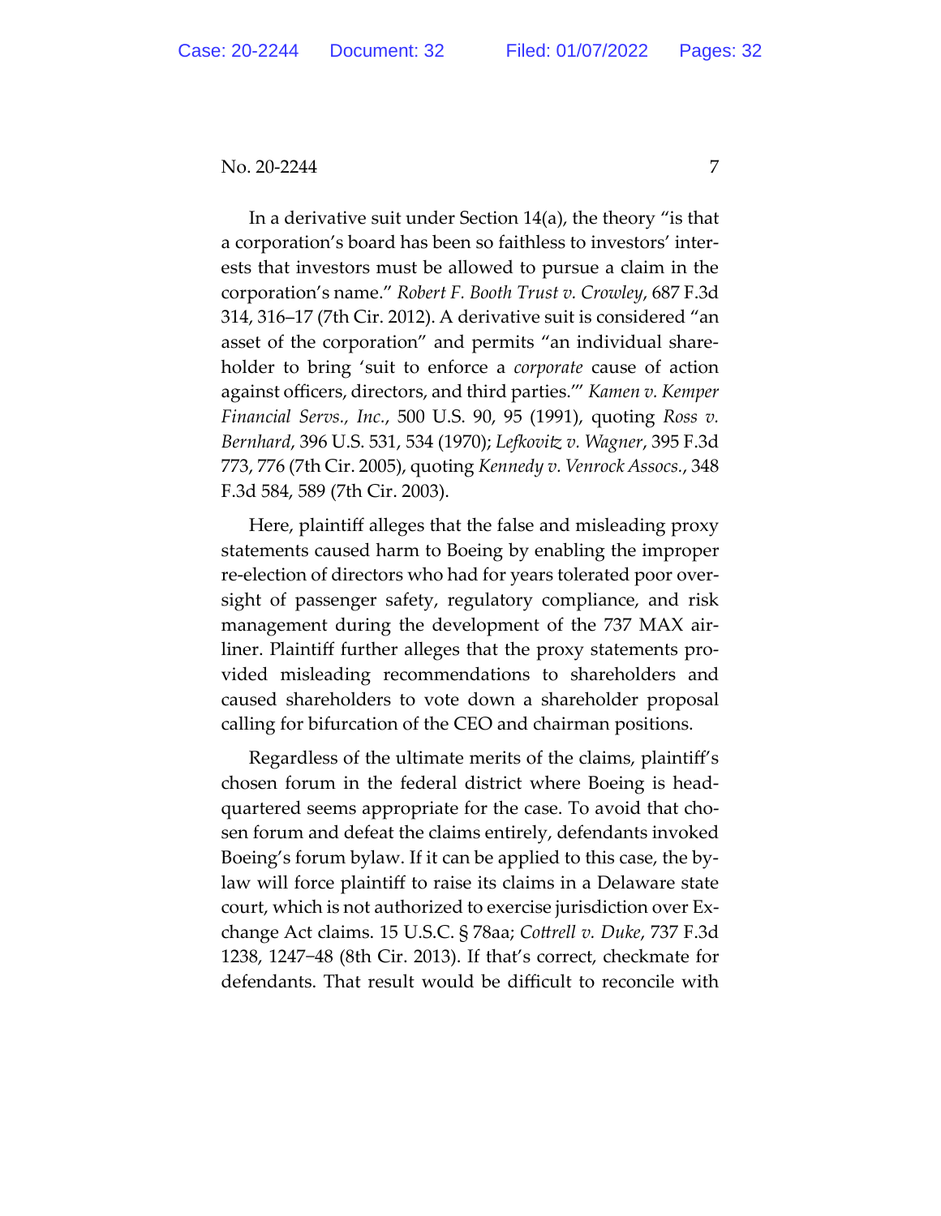In a derivative suit under Section 14(a), the theory "is that a corporation's board has been so faithless to investors' interests that investors must be allowed to pursue a claim in the corporation's name." *Robert F. Booth Trust v. Crowley*, 687 F.3d 314, 316–17 (7th Cir. 2012). A derivative suit is considered "an asset of the corporation" and permits "an individual shareholder to bring 'suit to enforce a *corporate* cause of action against officers, directors, and third parties.'" *Kamen v. Kemper Financial Servs., Inc.*, 500 U.S. 90, 95 (1991), quoting *Ross v. Bernhard*, 396 U.S. 531, 534 (1970); *Lefkovitz v. Wagner*, 395 F.3d 773, 776 (7th Cir. 2005), quoting *Kennedy v. Venrock Assocs.*, 348 F.3d 584, 589 (7th Cir. 2003).

Here, plaintiff alleges that the false and misleading proxy statements caused harm to Boeing by enabling the improper re-election of directors who had for years tolerated poor oversight of passenger safety, regulatory compliance, and risk management during the development of the 737 MAX airliner. Plaintiff further alleges that the proxy statements provided misleading recommendations to shareholders and caused shareholders to vote down a shareholder proposal calling for bifurcation of the CEO and chairman positions.

Regardless of the ultimate merits of the claims, plaintiff's chosen forum in the federal district where Boeing is headquartered seems appropriate for the case. To avoid that chosen forum and defeat the claims entirely, defendants invoked Boeing's forum bylaw. If it can be applied to this case, the bylaw will force plaintiff to raise its claims in a Delaware state court, which is not authorized to exercise jurisdiction over Exchange Act claims. 15 U.S.C. § 78aa; *Cottrell v. Duke*, 737 F.3d 1238, 1247–48 (8th Cir. 2013). If that's correct, checkmate for defendants. That result would be difficult to reconcile with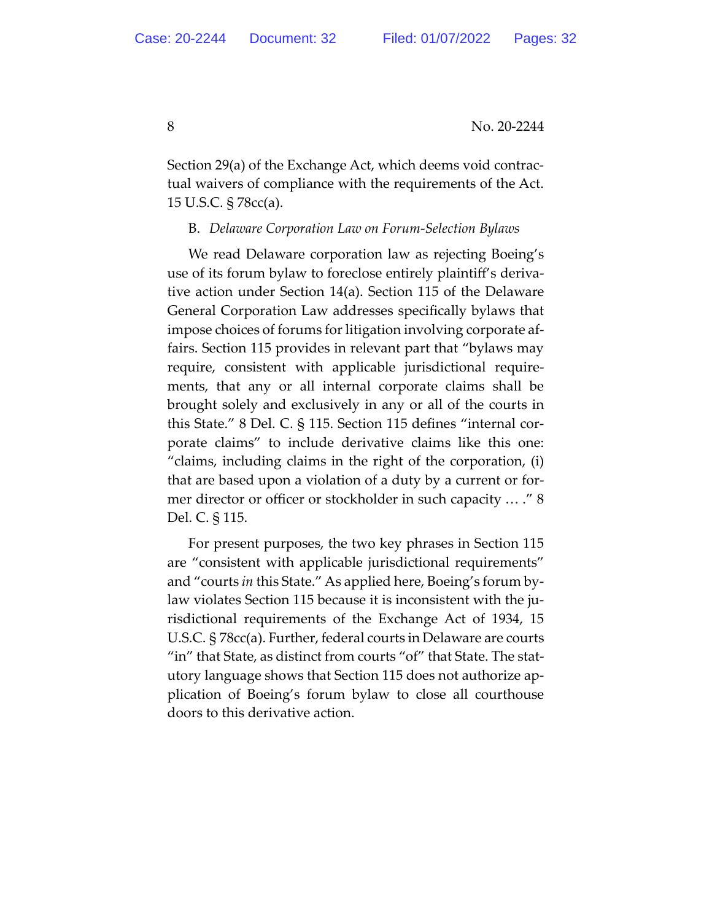Section 29(a) of the Exchange Act, which deems void contractual waivers of compliance with the requirements of the Act. 15 U.S.C. § 78cc(a).

B. *Delaware Corporation Law on Forum-Selection Bylaws*

We read Delaware corporation law as rejecting Boeing's use of its forum bylaw to foreclose entirely plaintiff's derivative action under Section 14(a). Section 115 of the Delaware General Corporation Law addresses specifically bylaws that impose choices of forums for litigation involving corporate affairs. Section 115 provides in relevant part that "bylaws may require, consistent with applicable jurisdictional requirements, that any or all internal corporate claims shall be brought solely and exclusively in any or all of the courts in this State." 8 Del. C. § 115. Section 115 defines "internal corporate claims" to include derivative claims like this one: "claims, including claims in the right of the corporation, (i) that are based upon a violation of a duty by a current or former director or officer or stockholder in such capacity … ." 8 Del. C. § 115.

For present purposes, the two key phrases in Section 115 are "consistent with applicable jurisdictional requirements" and "courts *in* this State." As applied here, Boeing's forum bylaw violates Section 115 because it is inconsistent with the jurisdictional requirements of the Exchange Act of 1934, 15 U.S.C. § 78cc(a). Further, federal courts in Delaware are courts "in" that State, as distinct from courts "of" that State. The statutory language shows that Section 115 does not authorize application of Boeing's forum bylaw to close all courthouse doors to this derivative action.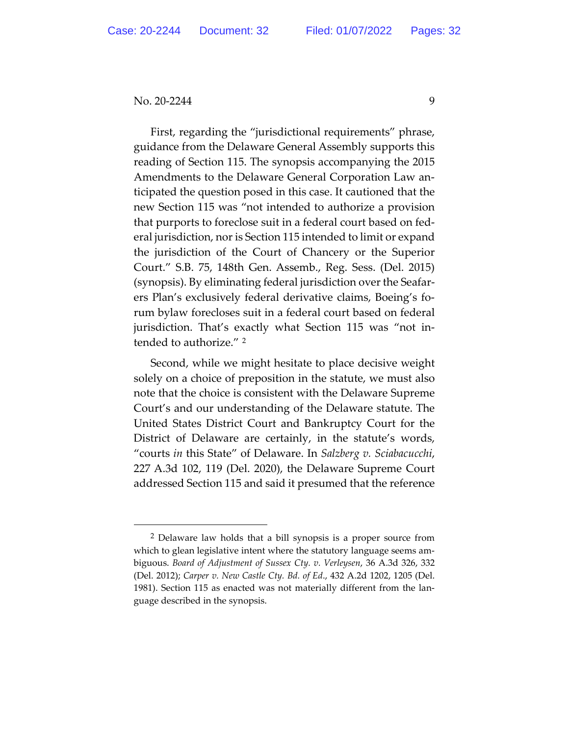First, regarding the "jurisdictional requirements" phrase, guidance from the Delaware General Assembly supports this reading of Section 115. The synopsis accompanying the 2015 Amendments to the Delaware General Corporation Law anticipated the question posed in this case. It cautioned that the new Section 115 was "not intended to authorize a provision that purports to foreclose suit in a federal court based on federal jurisdiction, nor is Section 115 intended to limit or expand the jurisdiction of the Court of Chancery or the Superior Court." S.B. 75, 148th Gen. Assemb., Reg. Sess. (Del. 2015) (synopsis). By eliminating federal jurisdiction over the Seafarers Plan's exclusively federal derivative claims, Boeing's forum bylaw forecloses suit in a federal court based on federal jurisdiction. That's exactly what Section 115 was "not intended to authorize." [2]

Second, while we might hesitate to place decisive weight solely on a choice of preposition in the statute, we must also note that the choice is consistent with the Delaware Supreme Court's and our understanding of the Delaware statute. The United States District Court and Bankruptcy Court for the District of Delaware are certainly, in the statute's words, "courts *in* this State" of Delaware. In *Salzberg v. Sciabacucchi*, 227 A.3d 102, 119 (Del. 2020), the Delaware Supreme Court addressed Section 115 and said it presumed that the reference

---

[2] Delaware law holds that a bill synopsis is a proper source from which to glean legislative intent where the statutory language seems ambiguous. *Board of Adjustment of Sussex Cty. v. Verleysen*, 36 A.3d 326, 332 (Del. 2012); *Carper v. New Castle Cty. Bd. of Ed*., 432 A.2d 1202, 1205 (Del. 1981). Section 115 as enacted was not materially different from the language described in the synopsis.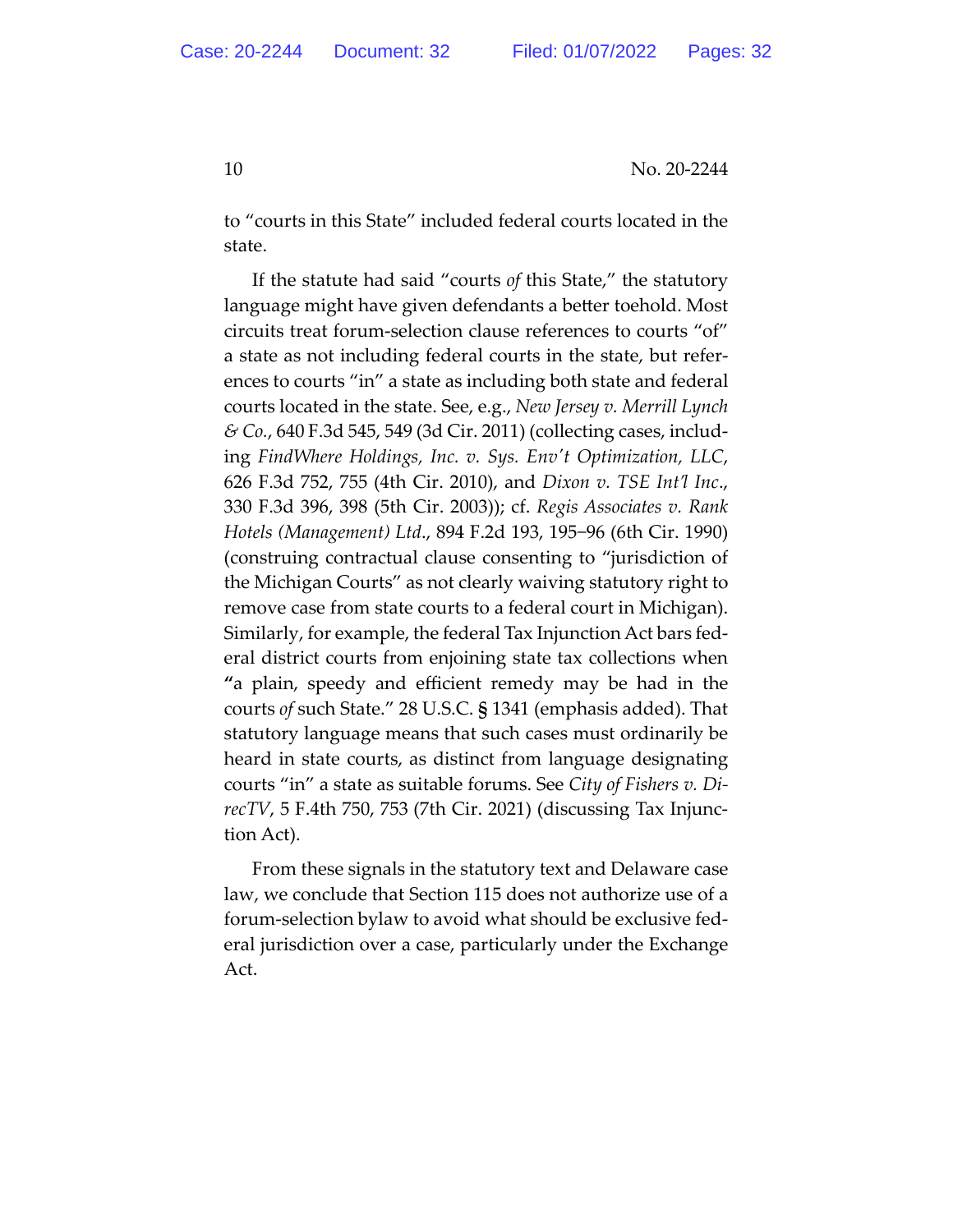to "courts in this State" included federal courts located in the state.

If the statute had said "courts *of* this State," the statutory language might have given defendants a better toehold. Most circuits treat forum-selection clause references to courts "of" a state as not including federal courts in the state, but references to courts "in" a state as including both state and federal courts located in the state. See, e.g., *New Jersey v. Merrill Lynch & Co.*, 640 F.3d 545, 549 (3d Cir. 2011) (collecting cases, including *FindWhere Holdings, Inc. v. Sys. Env't Optimization, LLC*, 626 F.3d 752, 755 (4th Cir. 2010), and *Dixon v. TSE Int'l Inc.*, 330 F.3d 396, 398 (5th Cir. 2003)); cf. *Regis Associates v. Rank Hotels (Management) Ltd.*, 894 F.2d 193, 195–96 (6th Cir. 1990) (construing contractual clause consenting to "jurisdiction of the Michigan Courts" as not clearly waiving statutory right to remove case from state courts to a federal court in Michigan). Similarly, for example, the federal Tax Injunction Act bars federal district courts from enjoining state tax collections when "a plain, speedy and efficient remedy may be had in the courts *of* such State." 28 U.S.C. § 1341 (emphasis added). That statutory language means that such cases must ordinarily be heard in state courts, as distinct from language designating courts "in" a state as suitable forums. See *City of Fishers v. DirecTV*, 5 F.4th 750, 753 (7th Cir. 2021) (discussing Tax Injunction Act).

From these signals in the statutory text and Delaware case law, we conclude that Section 115 does not authorize use of a forum-selection bylaw to avoid what should be exclusive federal jurisdiction over a case, particularly under the Exchange Act.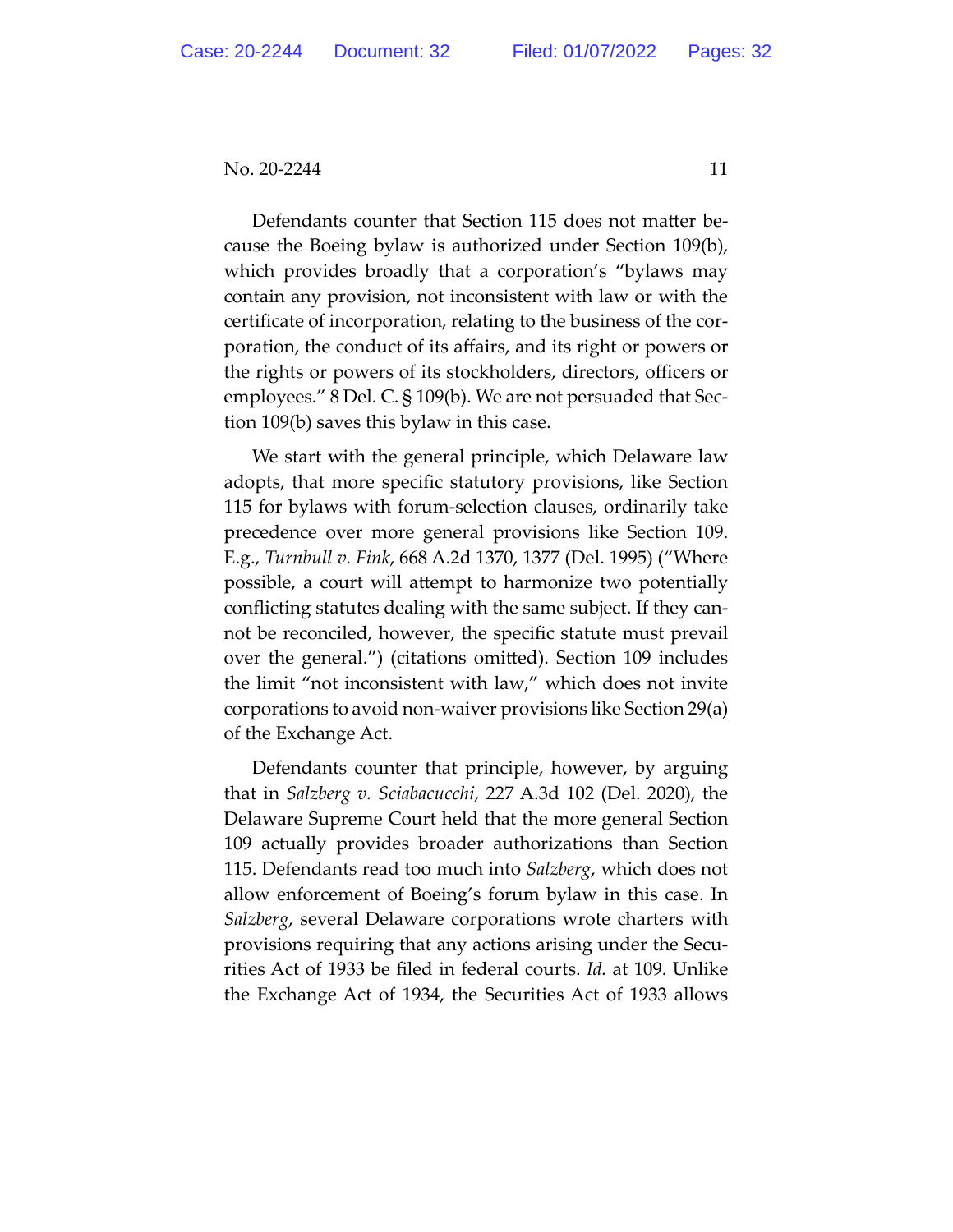Defendants counter that Section 115 does not matter because the Boeing bylaw is authorized under Section 109(b), which provides broadly that a corporation's "bylaws may contain any provision, not inconsistent with law or with the certificate of incorporation, relating to the business of the corporation, the conduct of its affairs, and its right or powers or the rights or powers of its stockholders, directors, officers or employees." 8 Del. C. § 109(b). We are not persuaded that Section 109(b) saves this bylaw in this case.

We start with the general principle, which Delaware law adopts, that more specific statutory provisions, like Section 115 for bylaws with forum-selection clauses, ordinarily take precedence over more general provisions like Section 109. E.g., *Turnbull v. Fink*, 668 A.2d 1370, 1377 (Del. 1995) ("Where possible, a court will attempt to harmonize two potentially conflicting statutes dealing with the same subject. If they cannot be reconciled, however, the specific statute must prevail over the general.") (citations omitted). Section 109 includes the limit "not inconsistent with law," which does not invite corporations to avoid non-waiver provisions like Section 29(a) of the Exchange Act.

Defendants counter that principle, however, by arguing that in *Salzberg v. Sciabacucchi*, 227 A.3d 102 (Del. 2020), the Delaware Supreme Court held that the more general Section 109 actually provides broader authorizations than Section 115. Defendants read too much into *Salzberg*, which does not allow enforcement of Boeing's forum bylaw in this case. In *Salzberg*, several Delaware corporations wrote charters with provisions requiring that any actions arising under the Securities Act of 1933 be filed in federal courts. *Id.* at 109. Unlike the Exchange Act of 1934, the Securities Act of 1933 allows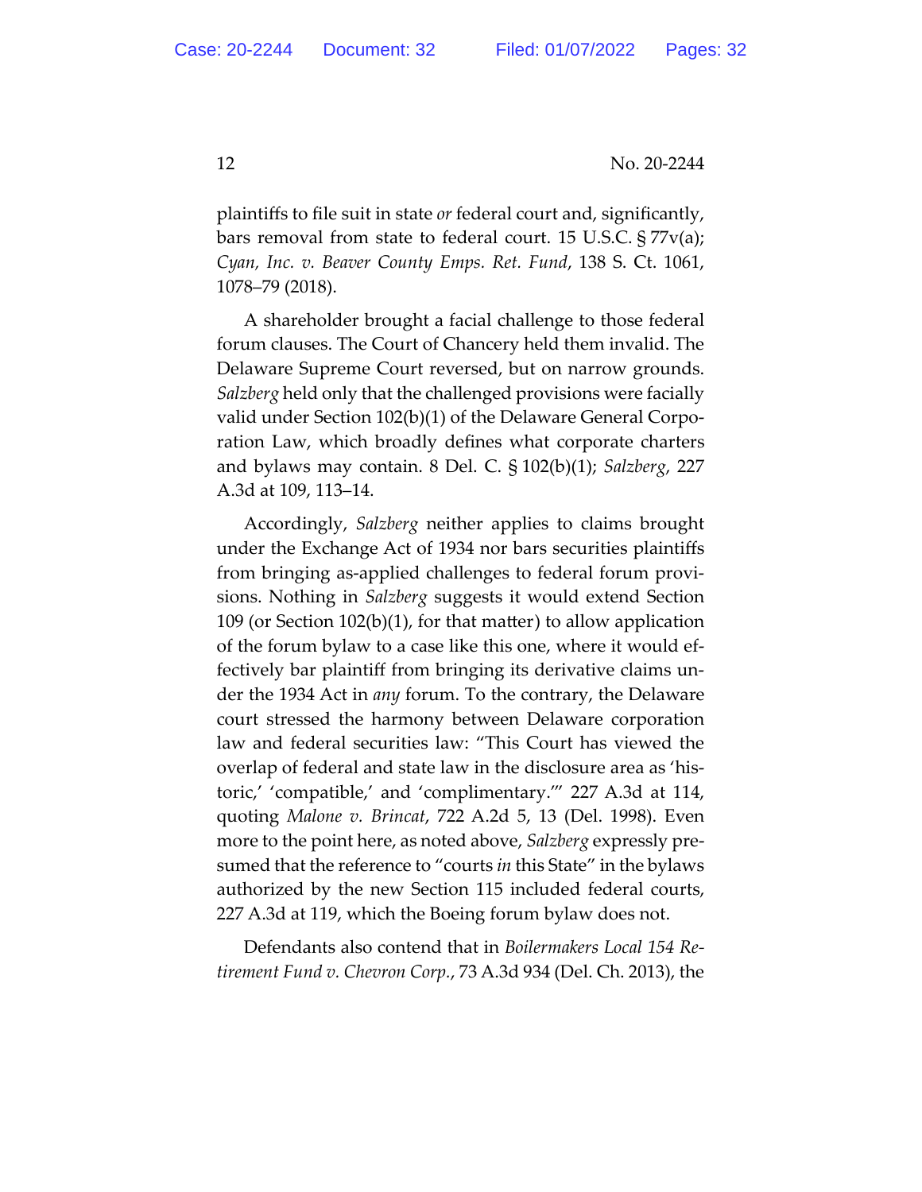plaintiffs to file suit in state *or* federal court and, significantly, bars removal from state to federal court. 15 U.S.C. § 77v(a); *Cyan, Inc. v. Beaver County Emps. Ret. Fund*, 138 S. Ct. 1061, 1078–79 (2018).

A shareholder brought a facial challenge to those federal forum clauses. The Court of Chancery held them invalid. The Delaware Supreme Court reversed, but on narrow grounds. *Salzberg* held only that the challenged provisions were facially valid under Section 102(b)(1) of the Delaware General Corporation Law, which broadly defines what corporate charters and bylaws may contain. 8 Del. C. § 102(b)(1); *Salzberg*, 227 A.3d at 109, 113–14.

Accordingly, *Salzberg* neither applies to claims brought under the Exchange Act of 1934 nor bars securities plaintiffs from bringing as-applied challenges to federal forum provisions. Nothing in *Salzberg* suggests it would extend Section 109 (or Section 102(b)(1), for that matter) to allow application of the forum bylaw to a case like this one, where it would effectively bar plaintiff from bringing its derivative claims under the 1934 Act in *any* forum. To the contrary, the Delaware court stressed the harmony between Delaware corporation law and federal securities law: "This Court has viewed the overlap of federal and state law in the disclosure area as 'historic,' 'compatible,' and 'complimentary.'" 227 A.3d at 114, quoting *Malone v. Brincat*, 722 A.2d 5, 13 (Del. 1998). Even more to the point here, as noted above, *Salzberg* expressly presumed that the reference to "courts *in* this State" in the bylaws authorized by the new Section 115 included federal courts, 227 A.3d at 119, which the Boeing forum bylaw does not.

Defendants also contend that in *Boilermakers Local 154 Retirement Fund v. Chevron Corp.*, 73 A.3d 934 (Del. Ch. 2013), the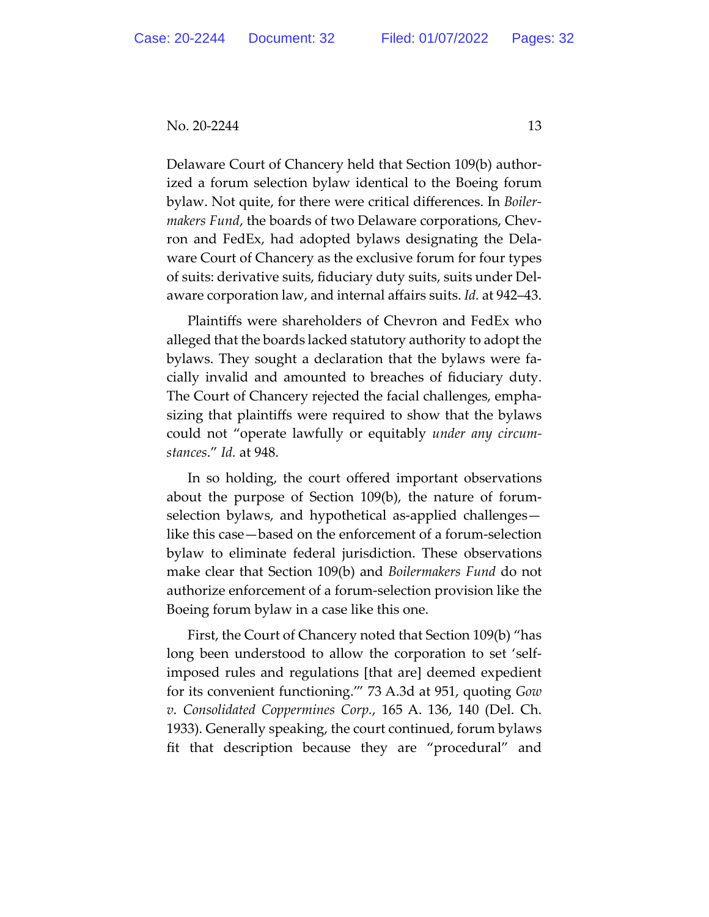Delaware Court of Chancery held that Section 109(b) authorized a forum selection bylaw identical to the Boeing forum bylaw. Not quite, for there were critical differences. In *Boilermakers Fund*, the boards of two Delaware corporations, Chevron and FedEx, had adopted bylaws designating the Delaware Court of Chancery as the exclusive forum for four types of suits: derivative suits, fiduciary duty suits, suits under Delaware corporation law, and internal affairs suits. *Id.* at 942–43.

Plaintiffs were shareholders of Chevron and FedEx who alleged that the boards lacked statutory authority to adopt the bylaws. They sought a declaration that the bylaws were facially invalid and amounted to breaches of fiduciary duty. The Court of Chancery rejected the facial challenges, emphasizing that plaintiffs were required to show that the bylaws could not "operate lawfully or equitably *under any circumstances*." *Id.* at 948.

In so holding, the court offered important observations about the purpose of Section 109(b), the nature of forum-selection bylaws, and hypothetical as-applied challenges—like this case—based on the enforcement of a forum-selection bylaw to eliminate federal jurisdiction. These observations make clear that Section 109(b) and *Boilermakers Fund* do not authorize enforcement of a forum-selection provision like the Boeing forum bylaw in a case like this one.

First, the Court of Chancery noted that Section 109(b) "has long been understood to allow the corporation to set 'self-imposed rules and regulations [that are] deemed expedient for its convenient functioning.'" 73 A.3d at 951, quoting *Gow v. Consolidated Coppermines Corp.*, 165 A. 136, 140 (Del. Ch. 1933). Generally speaking, the court continued, forum bylaws fit that description because they are "procedural" and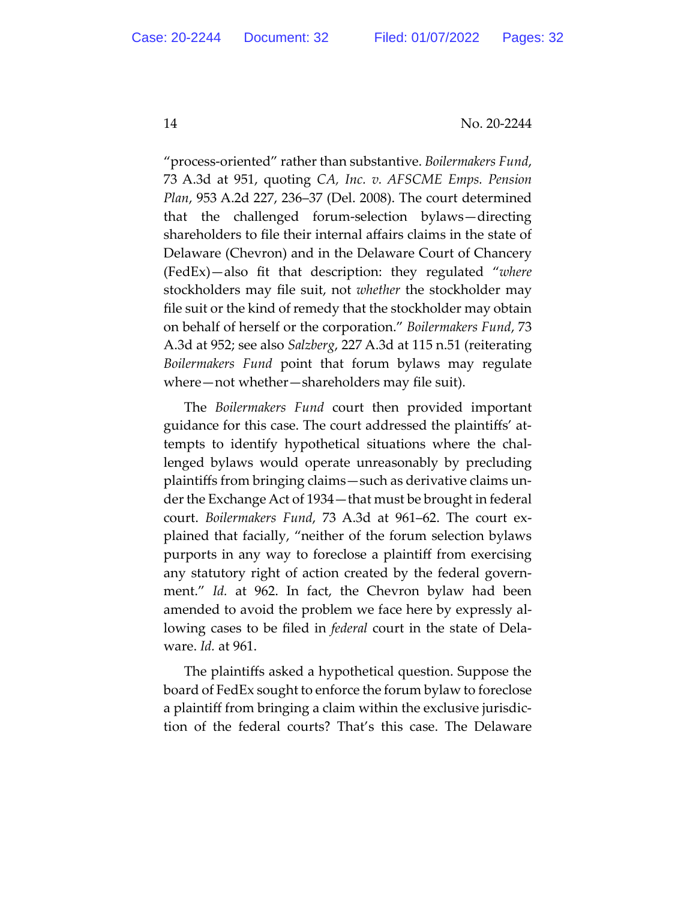"process-oriented" rather than substantive. *Boilermakers Fund*, 73 A.3d at 951, quoting *CA, Inc. v. AFSCME Emps. Pension Plan*, 953 A.2d 227, 236–37 (Del. 2008). The court determined that the challenged forum-selection bylaws—directing shareholders to file their internal affairs claims in the state of Delaware (Chevron) and in the Delaware Court of Chancery (FedEx)—also fit that description: they regulated "*where* stockholders may file suit, not *whether* the stockholder may file suit or the kind of remedy that the stockholder may obtain on behalf of herself or the corporation." *Boilermakers Fund*, 73 A.3d at 952; see also *Salzberg*, 227 A.3d at 115 n.51 (reiterating *Boilermakers Fund* point that forum bylaws may regulate where—not whether—shareholders may file suit).

The *Boilermakers Fund* court then provided important guidance for this case. The court addressed the plaintiffs' attempts to identify hypothetical situations where the challenged bylaws would operate unreasonably by precluding plaintiffs from bringing claims—such as derivative claims under the Exchange Act of 1934—that must be brought in federal court. *Boilermakers Fund*, 73 A.3d at 961–62. The court explained that facially, "neither of the forum selection bylaws purports in any way to foreclose a plaintiff from exercising any statutory right of action created by the federal government." *Id.* at 962. In fact, the Chevron bylaw had been amended to avoid the problem we face here by expressly allowing cases to be filed in *federal* court in the state of Delaware. *Id.* at 961.

The plaintiffs asked a hypothetical question. Suppose the board of FedEx sought to enforce the forum bylaw to foreclose a plaintiff from bringing a claim within the exclusive jurisdiction of the federal courts? That's this case. The Delaware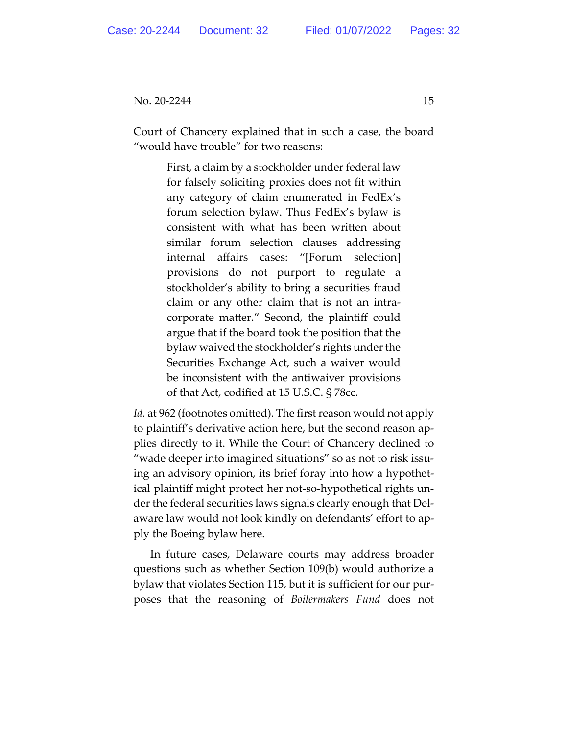Court of Chancery explained that in such a case, the board "would have trouble" for two reasons:

> First, a claim by a stockholder under federal law for falsely soliciting proxies does not fit within any category of claim enumerated in FedEx's forum selection bylaw. Thus FedEx's bylaw is consistent with what has been written about similar forum selection clauses addressing internal affairs cases: "[Forum selection] provisions do not purport to regulate a stockholder's ability to bring a securities fraud claim or any other claim that is not an intra-corporate matter." Second, the plaintiff could argue that if the board took the position that the bylaw waived the stockholder's rights under the Securities Exchange Act, such a waiver would be inconsistent with the antiwaiver provisions of that Act, codified at 15 U.S.C. § 78cc.

*Id.* at 962 (footnotes omitted). The first reason would not apply to plaintiff's derivative action here, but the second reason applies directly to it. While the Court of Chancery declined to "wade deeper into imagined situations" so as not to risk issuing an advisory opinion, its brief foray into how a hypothetical plaintiff might protect her not-so-hypothetical rights under the federal securities laws signals clearly enough that Delaware law would not look kindly on defendants' effort to apply the Boeing bylaw here.

In future cases, Delaware courts may address broader questions such as whether Section 109(b) would authorize a bylaw that violates Section 115, but it is sufficient for our purposes that the reasoning of *Boilermakers Fund* does not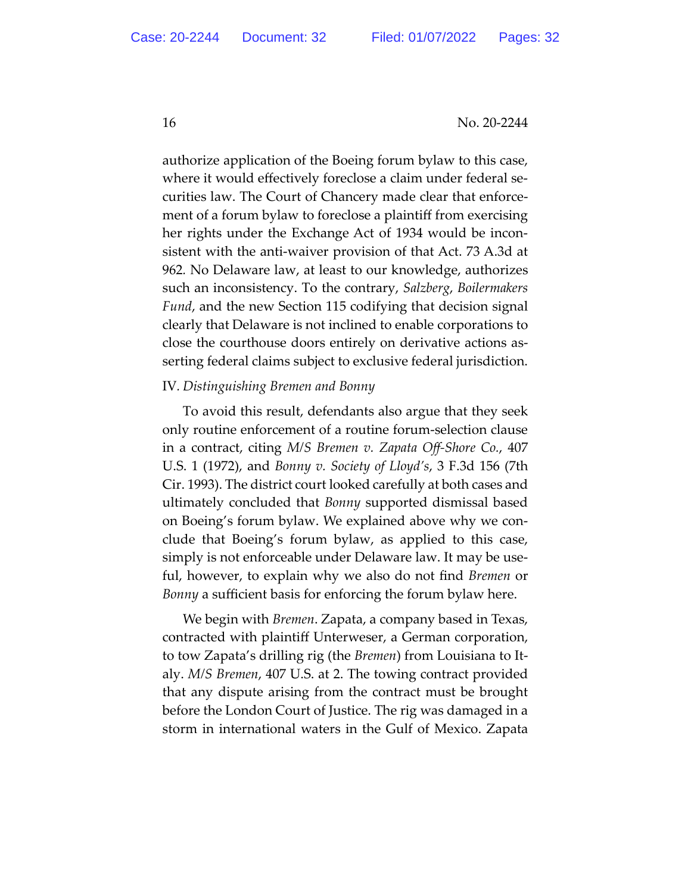authorize application of the Boeing forum bylaw to this case, where it would effectively foreclose a claim under federal securities law. The Court of Chancery made clear that enforcement of a forum bylaw to foreclose a plaintiff from exercising her rights under the Exchange Act of 1934 would be inconsistent with the anti-waiver provision of that Act. 73 A.3d at 962. No Delaware law, at least to our knowledge, authorizes such an inconsistency. To the contrary, *Salzberg*, *Boilermakers Fund*, and the new Section 115 codifying that decision signal clearly that Delaware is not inclined to enable corporations to close the courthouse doors entirely on derivative actions asserting federal claims subject to exclusive federal jurisdiction.

IV. *Distinguishing Bremen and Bonny*

To avoid this result, defendants also argue that they seek only routine enforcement of a routine forum-selection clause in a contract, citing *M/S Bremen v. Zapata Off-Shore Co.*, 407 U.S. 1 (1972), and *Bonny v. Society of Lloyd's*, 3 F.3d 156 (7th Cir. 1993). The district court looked carefully at both cases and ultimately concluded that *Bonny* supported dismissal based on Boeing's forum bylaw. We explained above why we conclude that Boeing's forum bylaw, as applied to this case, simply is not enforceable under Delaware law. It may be useful, however, to explain why we also do not find *Bremen* or *Bonny* a sufficient basis for enforcing the forum bylaw here.

We begin with *Bremen*. Zapata, a company based in Texas, contracted with plaintiff Unterweser, a German corporation, to tow Zapata's drilling rig (the *Bremen*) from Louisiana to Italy. *M/S Bremen*, 407 U.S. at 2. The towing contract provided that any dispute arising from the contract must be brought before the London Court of Justice. The rig was damaged in a storm in international waters in the Gulf of Mexico. Zapata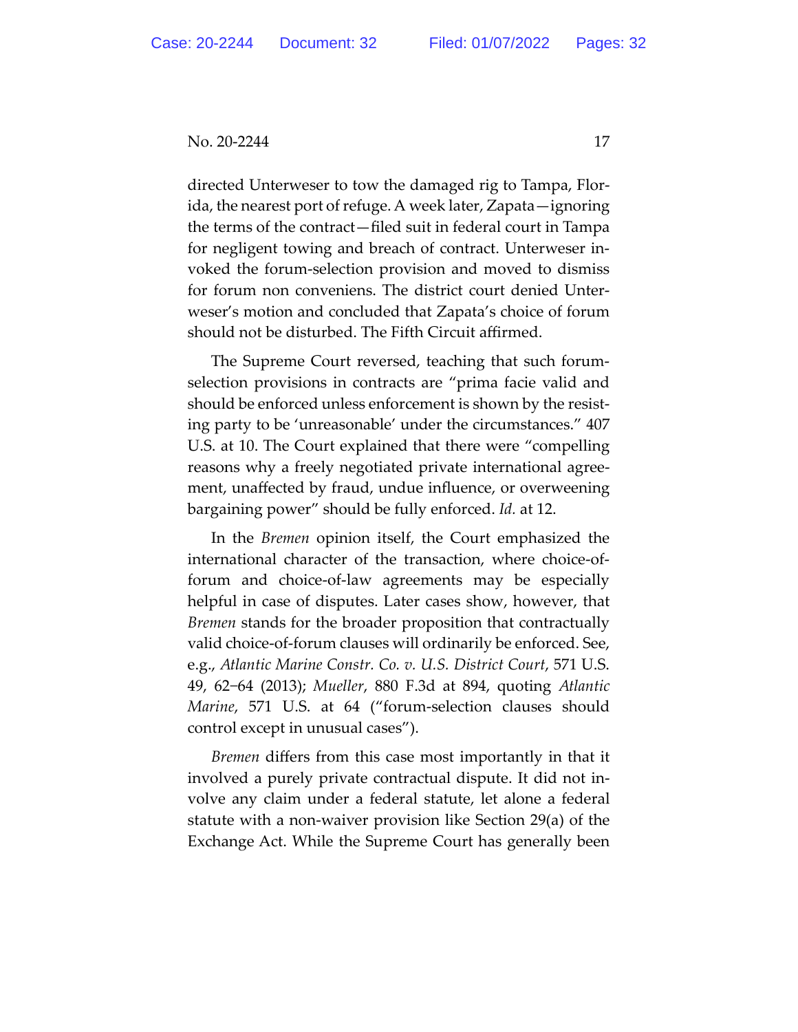directed Unterweser to tow the damaged rig to Tampa, Florida, the nearest port of refuge. A week later, Zapata—ignoring the terms of the contract—filed suit in federal court in Tampa for negligent towing and breach of contract. Unterweser invoked the forum-selection provision and moved to dismiss for forum non conveniens. The district court denied Unterweser's motion and concluded that Zapata's choice of forum should not be disturbed. The Fifth Circuit affirmed.

The Supreme Court reversed, teaching that such forum-selection provisions in contracts are "prima facie valid and should be enforced unless enforcement is shown by the resisting party to be 'unreasonable' under the circumstances." 407 U.S. at 10. The Court explained that there were "compelling reasons why a freely negotiated private international agreement, unaffected by fraud, undue influence, or overweening bargaining power" should be fully enforced. *Id.* at 12.

In the *Bremen* opinion itself, the Court emphasized the international character of the transaction, where choice-of-forum and choice-of-law agreements may be especially helpful in case of disputes. Later cases show, however, that *Bremen* stands for the broader proposition that contractually valid choice-of-forum clauses will ordinarily be enforced. See, e.g., *Atlantic Marine Constr. Co. v. U.S. District Court*, 571 U.S. 49, 62–64 (2013); *Mueller*, 880 F.3d at 894, quoting *Atlantic Marine*, 571 U.S. at 64 ("forum-selection clauses should control except in unusual cases").

*Bremen* differs from this case most importantly in that it involved a purely private contractual dispute. It did not involve any claim under a federal statute, let alone a federal statute with a non-waiver provision like Section 29(a) of the Exchange Act. While the Supreme Court has generally been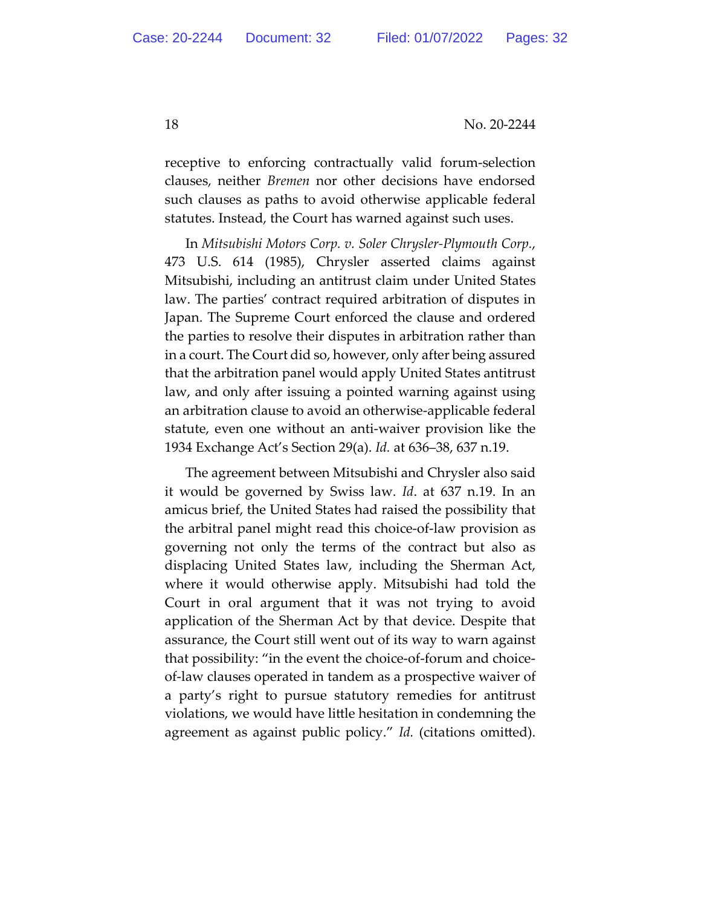receptive to enforcing contractually valid forum-selection clauses, neither *Bremen* nor other decisions have endorsed such clauses as paths to avoid otherwise applicable federal statutes. Instead, the Court has warned against such uses.

In *Mitsubishi Motors Corp. v. Soler Chrysler-Plymouth Corp.*, 473 U.S. 614 (1985), Chrysler asserted claims against Mitsubishi, including an antitrust claim under United States law. The parties' contract required arbitration of disputes in Japan. The Supreme Court enforced the clause and ordered the parties to resolve their disputes in arbitration rather than in a court. The Court did so, however, only after being assured that the arbitration panel would apply United States antitrust law, and only after issuing a pointed warning against using an arbitration clause to avoid an otherwise-applicable federal statute, even one without an anti-waiver provision like the 1934 Exchange Act's Section 29(a). *Id.* at 636–38, 637 n.19.

The agreement between Mitsubishi and Chrysler also said it would be governed by Swiss law. *Id*. at 637 n.19. In an amicus brief, the United States had raised the possibility that the arbitral panel might read this choice-of-law provision as governing not only the terms of the contract but also as displacing United States law, including the Sherman Act, where it would otherwise apply. Mitsubishi had told the Court in oral argument that it was not trying to avoid application of the Sherman Act by that device. Despite that assurance, the Court still went out of its way to warn against that possibility: "in the event the choice-of-forum and choice-of-law clauses operated in tandem as a prospective waiver of a party's right to pursue statutory remedies for antitrust violations, we would have little hesitation in condemning the agreement as against public policy." *Id.* (citations omitted).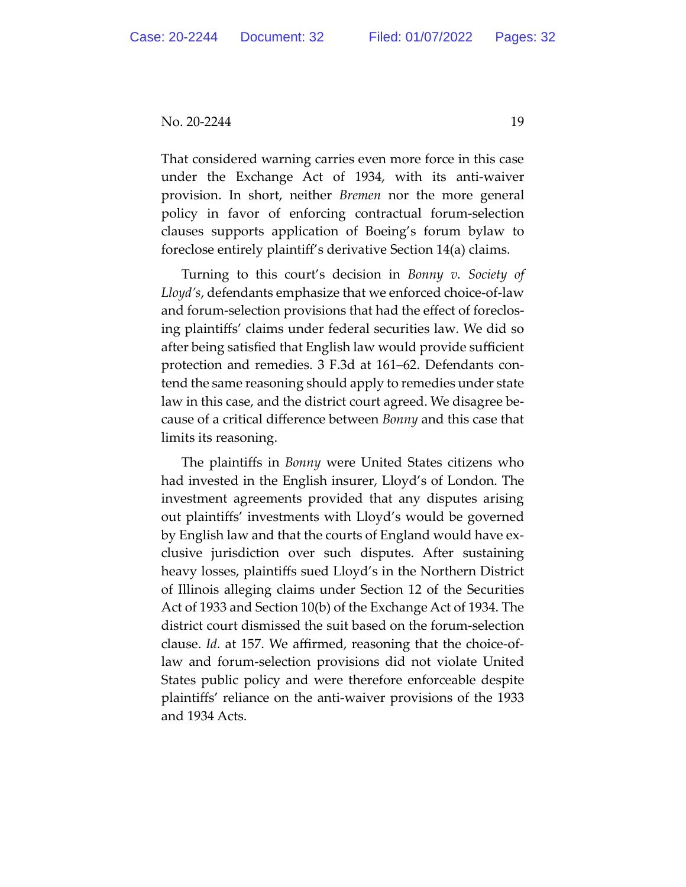That considered warning carries even more force in this case under the Exchange Act of 1934, with its anti-waiver provision. In short, neither *Bremen* nor the more general policy in favor of enforcing contractual forum-selection clauses supports application of Boeing's forum bylaw to foreclose entirely plaintiff's derivative Section 14(a) claims.

Turning to this court's decision in *Bonny v. Society of Lloyd's*, defendants emphasize that we enforced choice-of-law and forum-selection provisions that had the effect of foreclosing plaintiffs' claims under federal securities law. We did so after being satisfied that English law would provide sufficient protection and remedies. 3 F.3d at 161–62. Defendants contend the same reasoning should apply to remedies under state law in this case, and the district court agreed. We disagree because of a critical difference between *Bonny* and this case that limits its reasoning.

The plaintiffs in *Bonny* were United States citizens who had invested in the English insurer, Lloyd's of London. The investment agreements provided that any disputes arising out plaintiffs' investments with Lloyd's would be governed by English law and that the courts of England would have exclusive jurisdiction over such disputes. After sustaining heavy losses, plaintiffs sued Lloyd's in the Northern District of Illinois alleging claims under Section 12 of the Securities Act of 1933 and Section 10(b) of the Exchange Act of 1934. The district court dismissed the suit based on the forum-selection clause. *Id.* at 157. We affirmed, reasoning that the choice-of-law and forum-selection provisions did not violate United States public policy and were therefore enforceable despite plaintiffs' reliance on the anti-waiver provisions of the 1933 and 1934 Acts.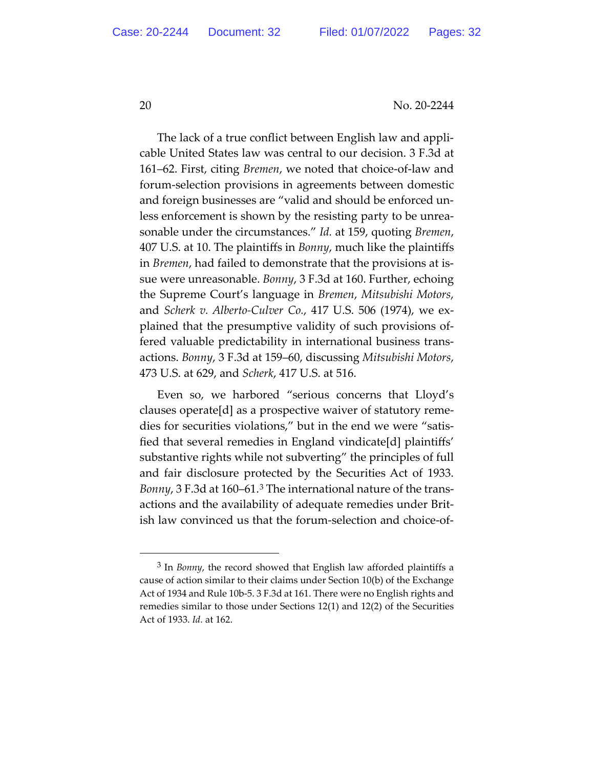The lack of a true conflict between English law and applicable United States law was central to our decision. 3 F.3d at 161–62. First, citing *Bremen*, we noted that choice-of-law and forum-selection provisions in agreements between domestic and foreign businesses are "valid and should be enforced unless enforcement is shown by the resisting party to be unreasonable under the circumstances." *Id.* at 159, quoting *Bremen*, 407 U.S. at 10. The plaintiffs in *Bonny*, much like the plaintiffs in *Bremen*, had failed to demonstrate that the provisions at issue were unreasonable. *Bonny*, 3 F.3d at 160. Further, echoing the Supreme Court's language in *Bremen*, *Mitsubishi Motors*, and *Scherk v. Alberto-Culver Co.*, 417 U.S. 506 (1974), we explained that the presumptive validity of such provisions offered valuable predictability in international business transactions. *Bonny*, 3 F.3d at 159–60, discussing *Mitsubishi Motors*, 473 U.S. at 629, and *Scherk*, 417 U.S. at 516.

Even so, we harbored "serious concerns that Lloyd's clauses operate[d] as a prospective waiver of statutory remedies for securities violations," but in the end we were "satisfied that several remedies in England vindicate[d] plaintiffs' substantive rights while not subverting" the principles of full and fair disclosure protected by the Securities Act of 1933. *Bonny*, 3 F.3d at 160–61.[3] The international nature of the transactions and the availability of adequate remedies under British law convinced us that the forum-selection and choice-of-

[3] In *Bonny*, the record showed that English law afforded plaintiffs a cause of action similar to their claims under Section 10(b) of the Exchange Act of 1934 and Rule 10b-5. 3 F.3d at 161. There were no English rights and remedies similar to those under Sections 12(1) and 12(2) of the Securities Act of 1933. *Id.* at 162.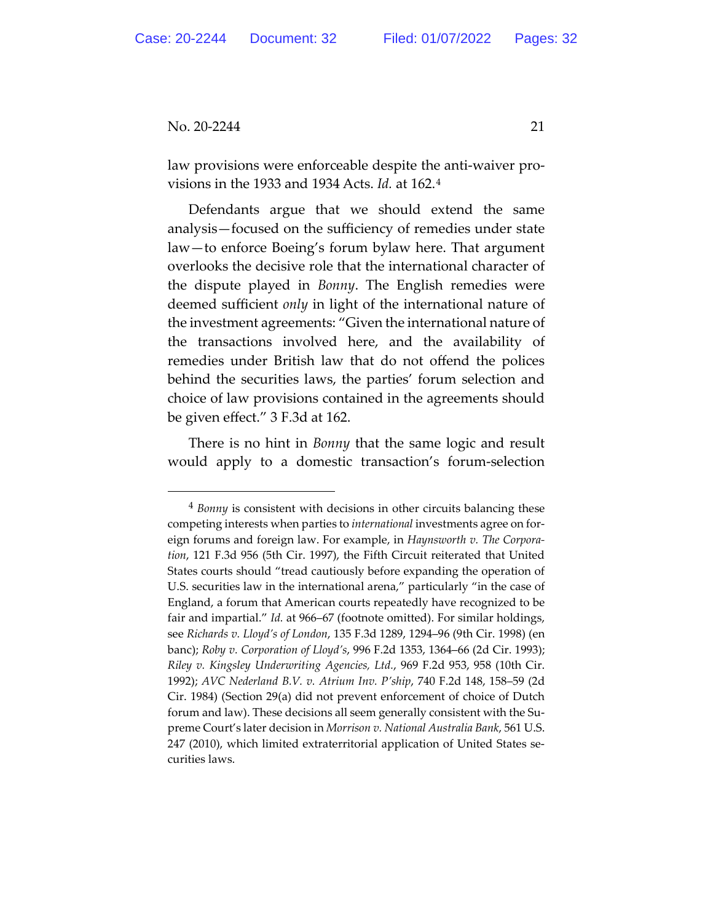law provisions were enforceable despite the anti-waiver provisions in the 1933 and 1934 Acts. *Id.* at 162.[4]

Defendants argue that we should extend the same analysis—focused on the sufficiency of remedies under state law—to enforce Boeing's forum bylaw here. That argument overlooks the decisive role that the international character of the dispute played in *Bonny*. The English remedies were deemed sufficient *only* in light of the international nature of the investment agreements: "Given the international nature of the transactions involved here, and the availability of remedies under British law that do not offend the polices behind the securities laws, the parties' forum selection and choice of law provisions contained in the agreements should be given effect." 3 F.3d at 162.

There is no hint in *Bonny* that the same logic and result would apply to a domestic transaction's forum-selection

---

[4] *Bonny* is consistent with decisions in other circuits balancing these competing interests when parties to *international* investments agree on foreign forums and foreign law. For example, in *Haynsworth v. The Corporation*, 121 F.3d 956 (5th Cir. 1997), the Fifth Circuit reiterated that United States courts should "tread cautiously before expanding the operation of U.S. securities law in the international arena," particularly "in the case of England, a forum that American courts repeatedly have recognized to be fair and impartial." *Id.* at 966–67 (footnote omitted). For similar holdings, see *Richards v. Lloyd's of London*, 135 F.3d 1289, 1294–96 (9th Cir. 1998) (en banc); *Roby v. Corporation of Lloyd's*, 996 F.2d 1353, 1364–66 (2d Cir. 1993); *Riley v. Kingsley Underwriting Agencies, Ltd.*, 969 F.2d 953, 958 (10th Cir. 1992); *AVC Nederland B.V. v. Atrium Inv. P'ship*, 740 F.2d 148, 158–59 (2d Cir. 1984) (Section 29(a) did not prevent enforcement of choice of Dutch forum and law). These decisions all seem generally consistent with the Supreme Court's later decision in *Morrison v. National Australia Bank*, 561 U.S. 247 (2010), which limited extraterritorial application of United States securities laws.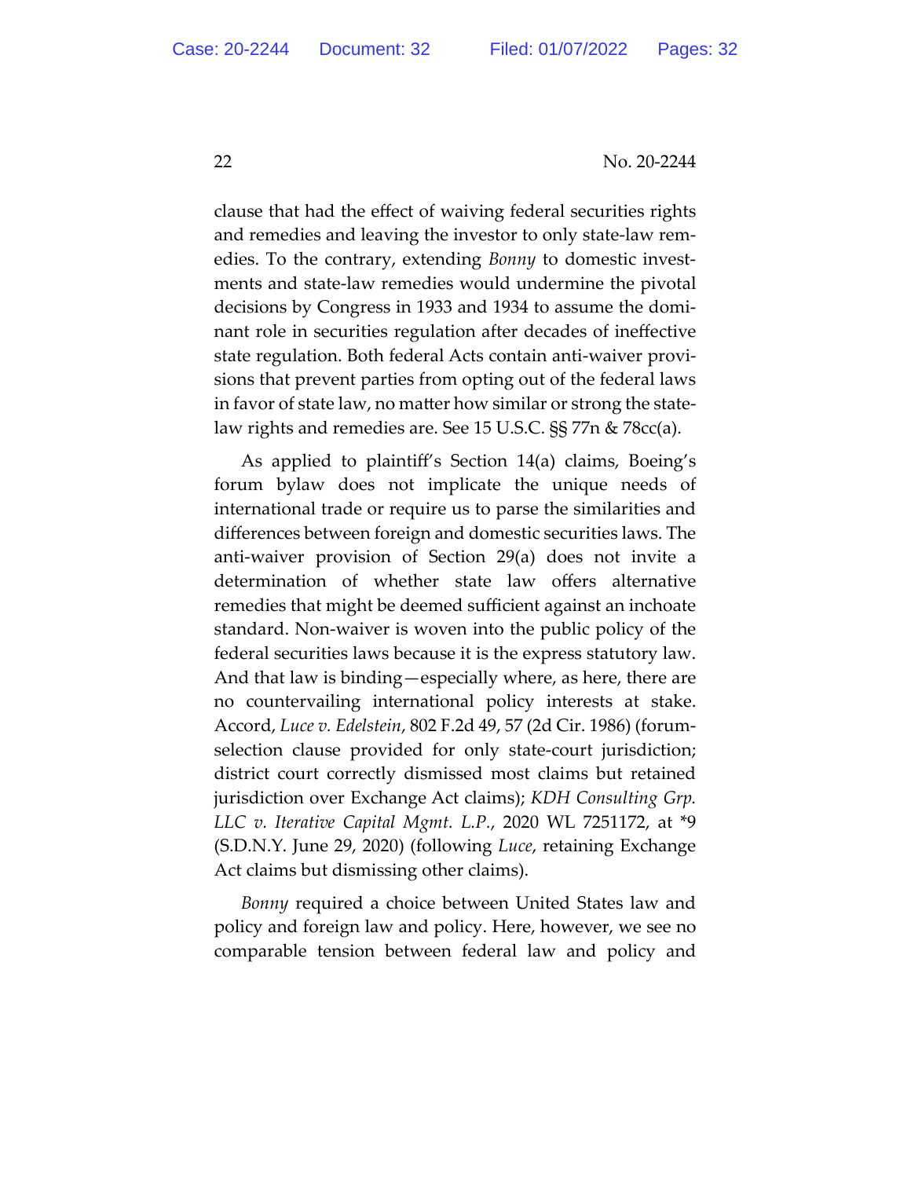clause that had the effect of waiving federal securities rights and remedies and leaving the investor to only state-law remedies. To the contrary, extending *Bonny* to domestic investments and state-law remedies would undermine the pivotal decisions by Congress in 1933 and 1934 to assume the dominant role in securities regulation after decades of ineffective state regulation. Both federal Acts contain anti-waiver provisions that prevent parties from opting out of the federal laws in favor of state law, no matter how similar or strong the state-law rights and remedies are. See 15 U.S.C. §§ 77n & 78cc(a).

As applied to plaintiff's Section 14(a) claims, Boeing's forum bylaw does not implicate the unique needs of international trade or require us to parse the similarities and differences between foreign and domestic securities laws. The anti-waiver provision of Section 29(a) does not invite a determination of whether state law offers alternative remedies that might be deemed sufficient against an inchoate standard. Non-waiver is woven into the public policy of the federal securities laws because it is the express statutory law. And that law is binding—especially where, as here, there are no countervailing international policy interests at stake. Accord, *Luce v. Edelstein*, 802 F.2d 49, 57 (2d Cir. 1986) (forum-selection clause provided for only state-court jurisdiction; district court correctly dismissed most claims but retained jurisdiction over Exchange Act claims); *KDH Consulting Grp. LLC v. Iterative Capital Mgmt. L.P.*, 2020 WL 7251172, at *9 (S.D.N.Y. June 29, 2020) (following *Luce*, retaining Exchange Act claims but dismissing other claims).

*Bonny* required a choice between United States law and policy and foreign law and policy. Here, however, we see no comparable tension between federal law and policy and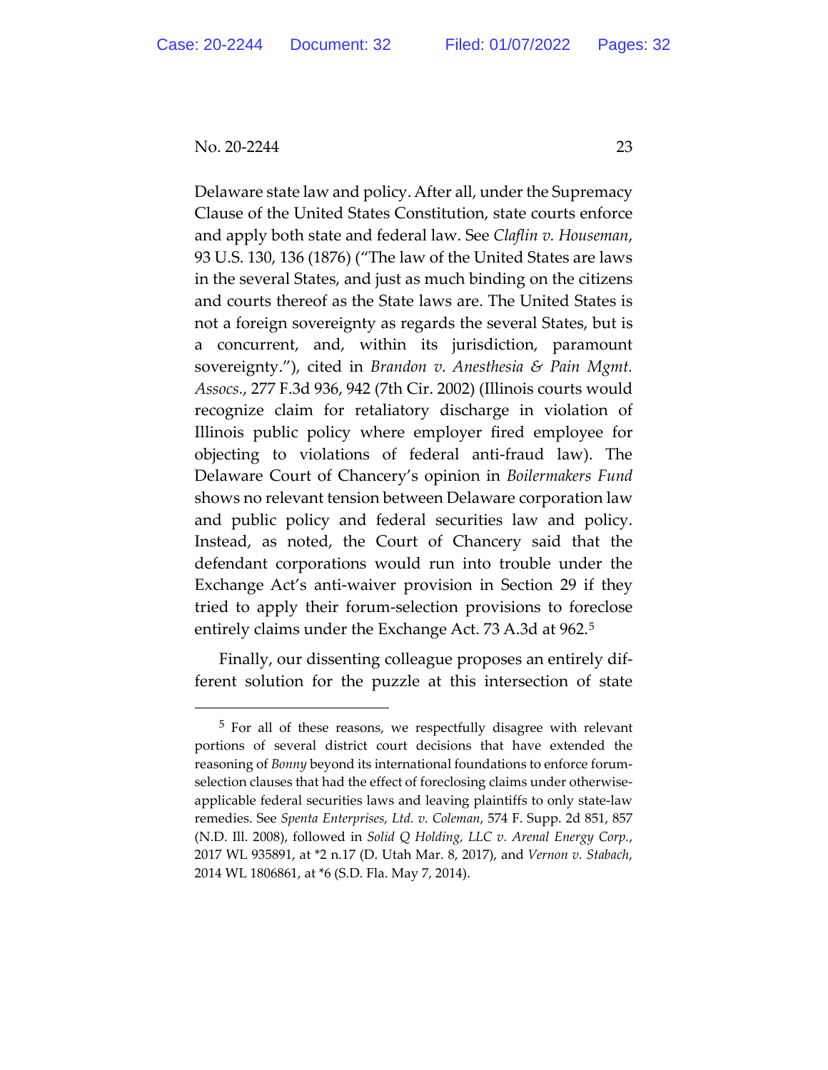Delaware state law and policy. After all, under the Supremacy Clause of the United States Constitution, state courts enforce and apply both state and federal law. See *Claflin v. Houseman*, 93 U.S. 130, 136 (1876) ("The law of the United States are laws in the several States, and just as much binding on the citizens and courts thereof as the State laws are. The United States is not a foreign sovereignty as regards the several States, but is a concurrent, and, within its jurisdiction, paramount sovereignty."), cited in *Brandon v. Anesthesia & Pain Mgmt. Assocs.*, 277 F.3d 936, 942 (7th Cir. 2002) (Illinois courts would recognize claim for retaliatory discharge in violation of Illinois public policy where employer fired employee for objecting to violations of federal anti-fraud law). The Delaware Court of Chancery's opinion in *Boilermakers Fund* shows no relevant tension between Delaware corporation law and public policy and federal securities law and policy. Instead, as noted, the Court of Chancery said that the defendant corporations would run into trouble under the Exchange Act's anti-waiver provision in Section 29 if they tried to apply their forum-selection provisions to foreclose entirely claims under the Exchange Act. 73 A.3d at 962.[5]

Finally, our dissenting colleague proposes an entirely different solution for the puzzle at this intersection of state

[5] For all of these reasons, we respectfully disagree with relevant portions of several district court decisions that have extended the reasoning of *Bonny* beyond its international foundations to enforce forum-selection clauses that had the effect of foreclosing claims under otherwise-applicable federal securities laws and leaving plaintiffs to only state-law remedies. See *Spenta Enterprises, Ltd. v. Coleman*, 574 F. Supp. 2d 851, 857 (N.D. Ill. 2008), followed in *Solid Q Holding, LLC v. Arenal Energy Corp.*, 2017 WL 935891, at *2 n.17 (D. Utah Mar. 8, 2017), and *Vernon v. Stabach*, 2014 WL 1806861, at *6 (S.D. Fla. May 7, 2014).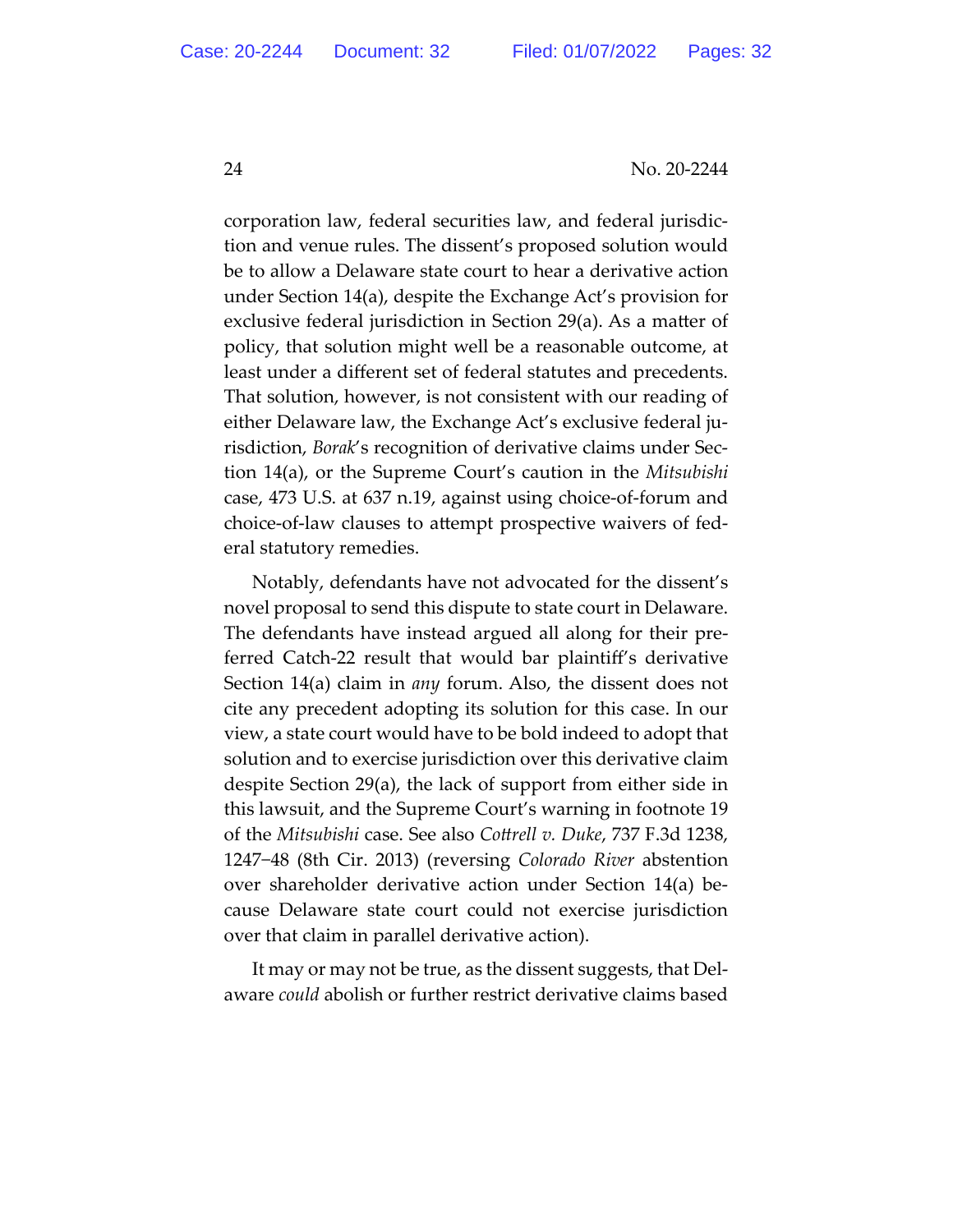corporation law, federal securities law, and federal jurisdiction and venue rules. The dissent's proposed solution would be to allow a Delaware state court to hear a derivative action under Section 14(a), despite the Exchange Act's provision for exclusive federal jurisdiction in Section 29(a). As a matter of policy, that solution might well be a reasonable outcome, at least under a different set of federal statutes and precedents. That solution, however, is not consistent with our reading of either Delaware law, the Exchange Act's exclusive federal jurisdiction, *Borak*'s recognition of derivative claims under Section 14(a), or the Supreme Court's caution in the *Mitsubishi* case, 473 U.S. at 637 n.19, against using choice-of-forum and choice-of-law clauses to attempt prospective waivers of federal statutory remedies.

Notably, defendants have not advocated for the dissent's novel proposal to send this dispute to state court in Delaware. The defendants have instead argued all along for their preferred Catch-22 result that would bar plaintiff's derivative Section 14(a) claim in *any* forum. Also, the dissent does not cite any precedent adopting its solution for this case. In our view, a state court would have to be bold indeed to adopt that solution and to exercise jurisdiction over this derivative claim despite Section 29(a), the lack of support from either side in this lawsuit, and the Supreme Court's warning in footnote 19 of the *Mitsubishi* case. See also *Cottrell v. Duke*, 737 F.3d 1238, 1247–48 (8th Cir. 2013) (reversing *Colorado River* abstention over shareholder derivative action under Section 14(a) because Delaware state court could not exercise jurisdiction over that claim in parallel derivative action).

It may or may not be true, as the dissent suggests, that Delaware *could* abolish or further restrict derivative claims based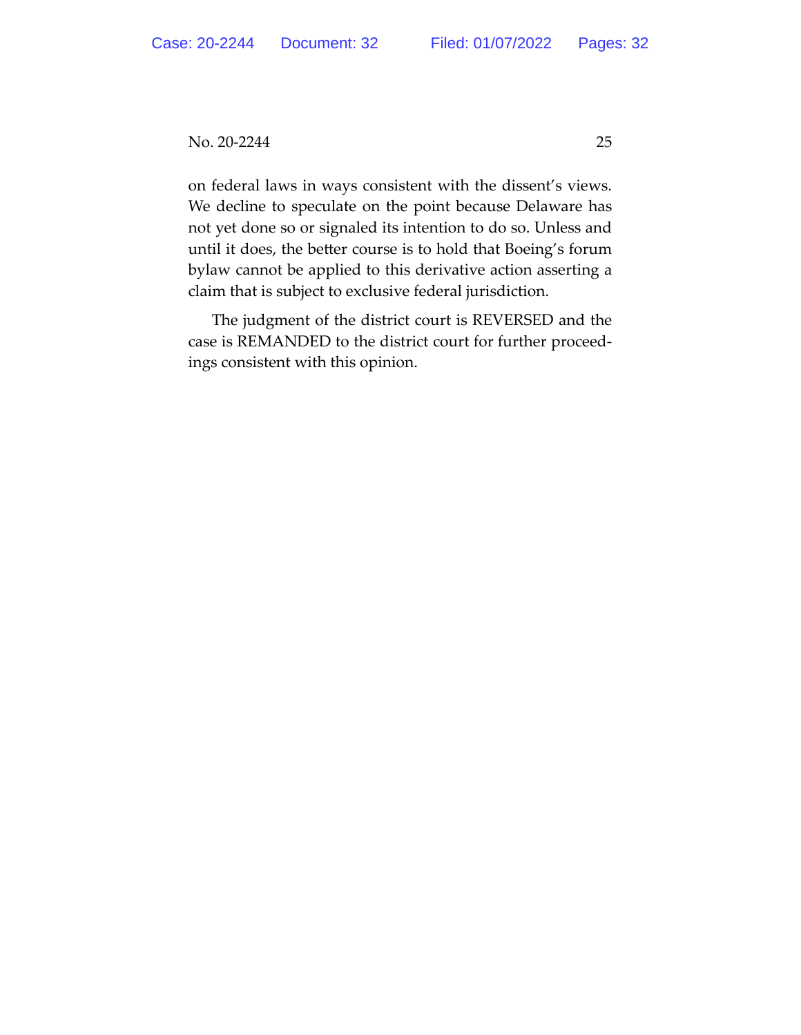on federal laws in ways consistent with the dissent's views. We decline to speculate on the point because Delaware has not yet done so or signaled its intention to do so. Unless and until it does, the better course is to hold that Boeing's forum bylaw cannot be applied to this derivative action asserting a claim that is subject to exclusive federal jurisdiction.

The judgment of the district court is REVERSED and the case is REMANDED to the district court for further proceedings consistent with this opinion.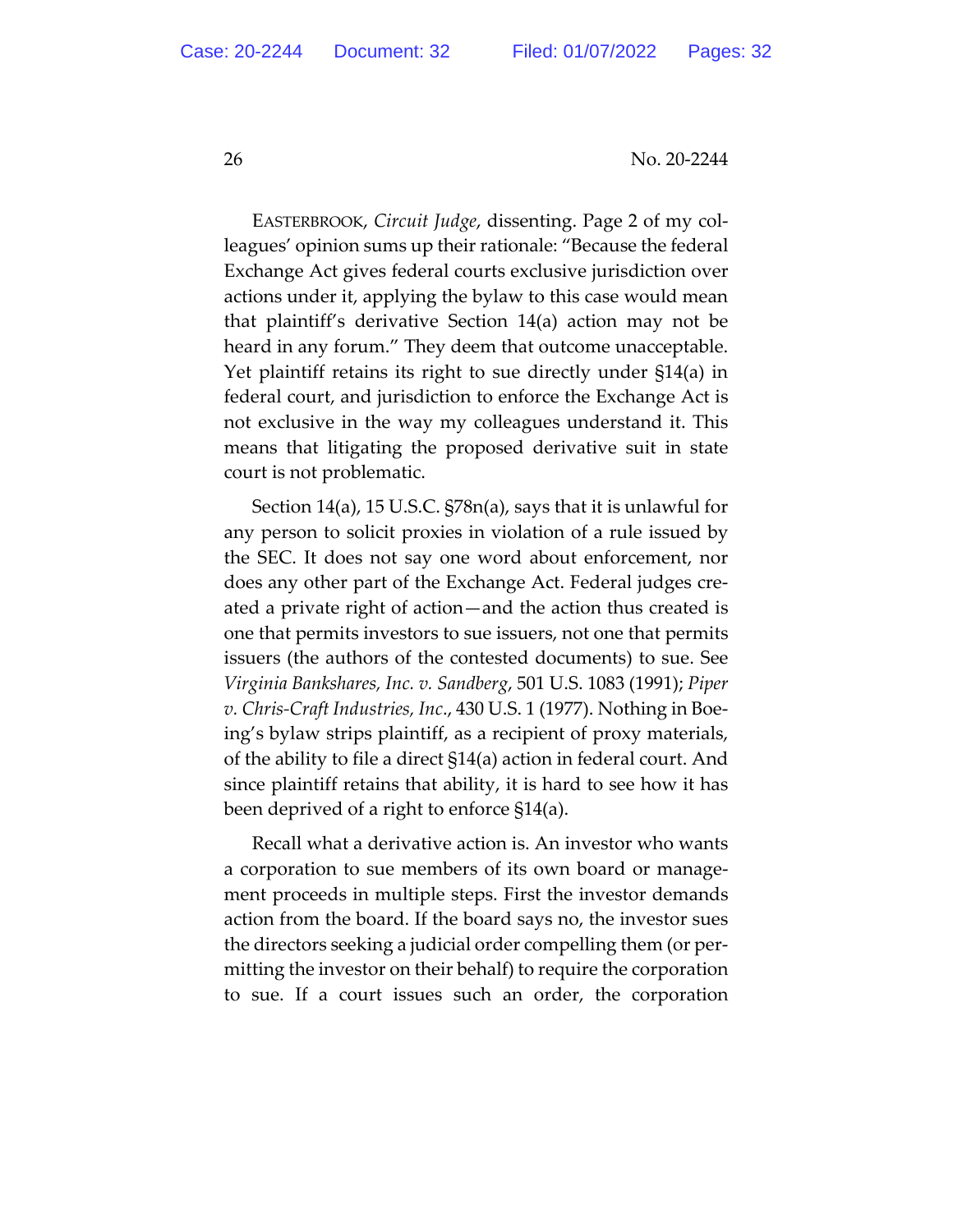EASTERBROOK, *Circuit Judge*, dissenting. Page 2 of my colleagues' opinion sums up their rationale: "Because the federal Exchange Act gives federal courts exclusive jurisdiction over actions under it, applying the bylaw to this case would mean that plaintiff's derivative Section 14(a) action may not be heard in any forum." They deem that outcome unacceptable. Yet plaintiff retains its right to sue directly under §14(a) in federal court, and jurisdiction to enforce the Exchange Act is not exclusive in the way my colleagues understand it. This means that litigating the proposed derivative suit in state court is not problematic.

Section 14(a), 15 U.S.C. §78n(a), says that it is unlawful for any person to solicit proxies in violation of a rule issued by the SEC. It does not say one word about enforcement, nor does any other part of the Exchange Act. Federal judges created a private right of action—and the action thus created is one that permits investors to sue issuers, not one that permits issuers (the authors of the contested documents) to sue. See *Virginia Bankshares, Inc. v. Sandberg*, 501 U.S. 1083 (1991); *Piper v. Chris-Craft Industries, Inc.*, 430 U.S. 1 (1977). Nothing in Boeing's bylaw strips plaintiff, as a recipient of proxy materials, of the ability to file a direct §14(a) action in federal court. And since plaintiff retains that ability, it is hard to see how it has been deprived of a right to enforce §14(a).

Recall what a derivative action is. An investor who wants a corporation to sue members of its own board or management proceeds in multiple steps. First the investor demands action from the board. If the board says no, the investor sues the directors seeking a judicial order compelling them (or permitting the investor on their behalf) to require the corporation to sue. If a court issues such an order, the corporation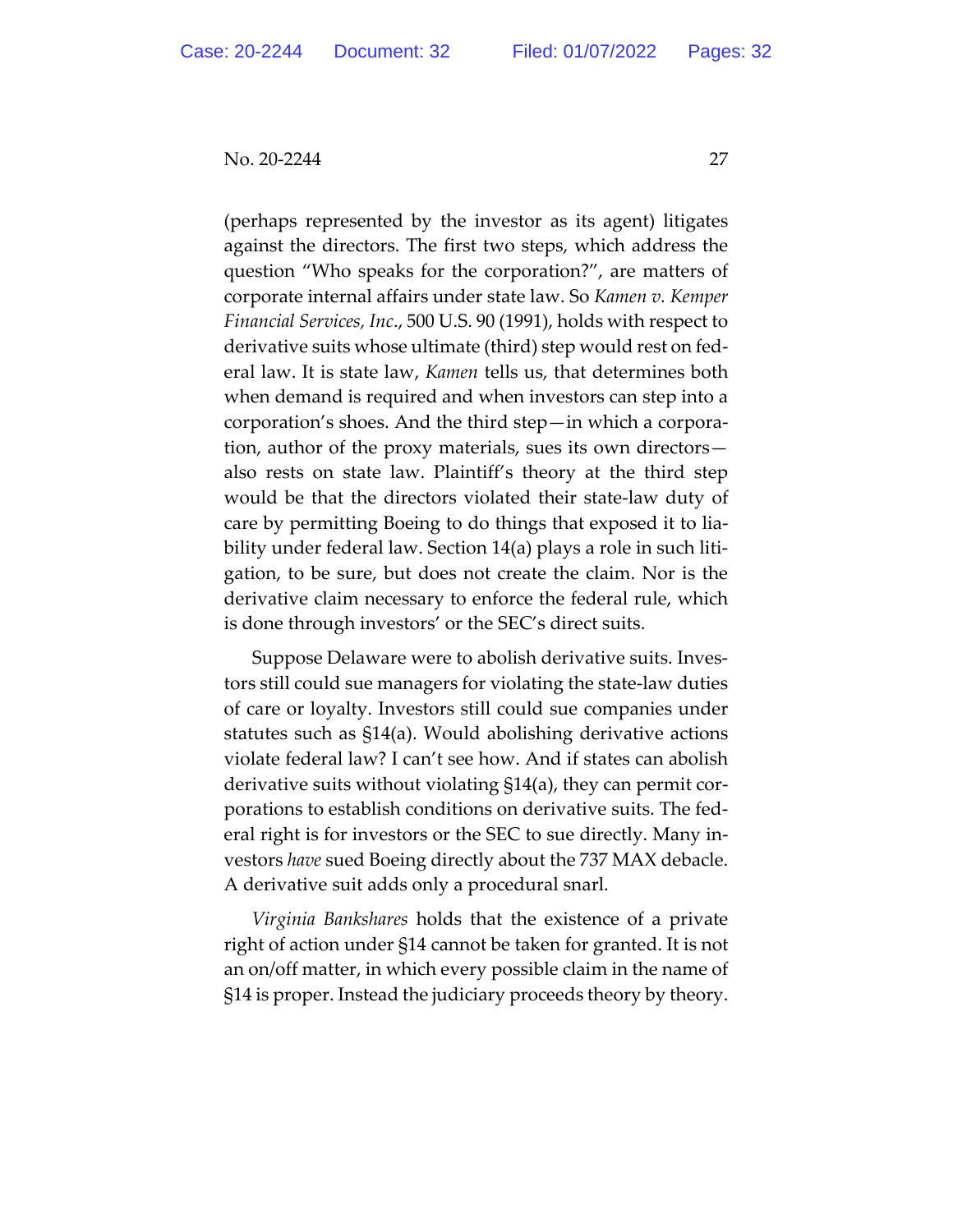(perhaps represented by the investor as its agent) litigates against the directors. The first two steps, which address the question "Who speaks for the corporation?", are matters of corporate internal affairs under state law. So *Kamen v. Kemper Financial Services, Inc.*, 500 U.S. 90 (1991), holds with respect to derivative suits whose ultimate (third) step would rest on federal law. It is state law, *Kamen* tells us, that determines both when demand is required and when investors can step into a corporation's shoes. And the third step—in which a corporation, author of the proxy materials, sues its own directors—also rests on state law. Plaintiff's theory at the third step would be that the directors violated their state-law duty of care by permitting Boeing to do things that exposed it to liability under federal law. Section 14(a) plays a role in such litigation, to be sure, but does not create the claim. Nor is the derivative claim necessary to enforce the federal rule, which is done through investors' or the SEC's direct suits.

Suppose Delaware were to abolish derivative suits. Investors still could sue managers for violating the state-law duties of care or loyalty. Investors still could sue companies under statutes such as §14(a). Would abolishing derivative actions violate federal law? I can't see how. And if states can abolish derivative suits without violating §14(a), they can permit corporations to establish conditions on derivative suits. The federal right is for investors or the SEC to sue directly. Many investors *have* sued Boeing directly about the 737 MAX debacle. A derivative suit adds only a procedural snarl.

*Virginia Bankshares* holds that the existence of a private right of action under §14 cannot be taken for granted. It is not an on/off matter, in which every possible claim in the name of §14 is proper. Instead the judiciary proceeds theory by theory.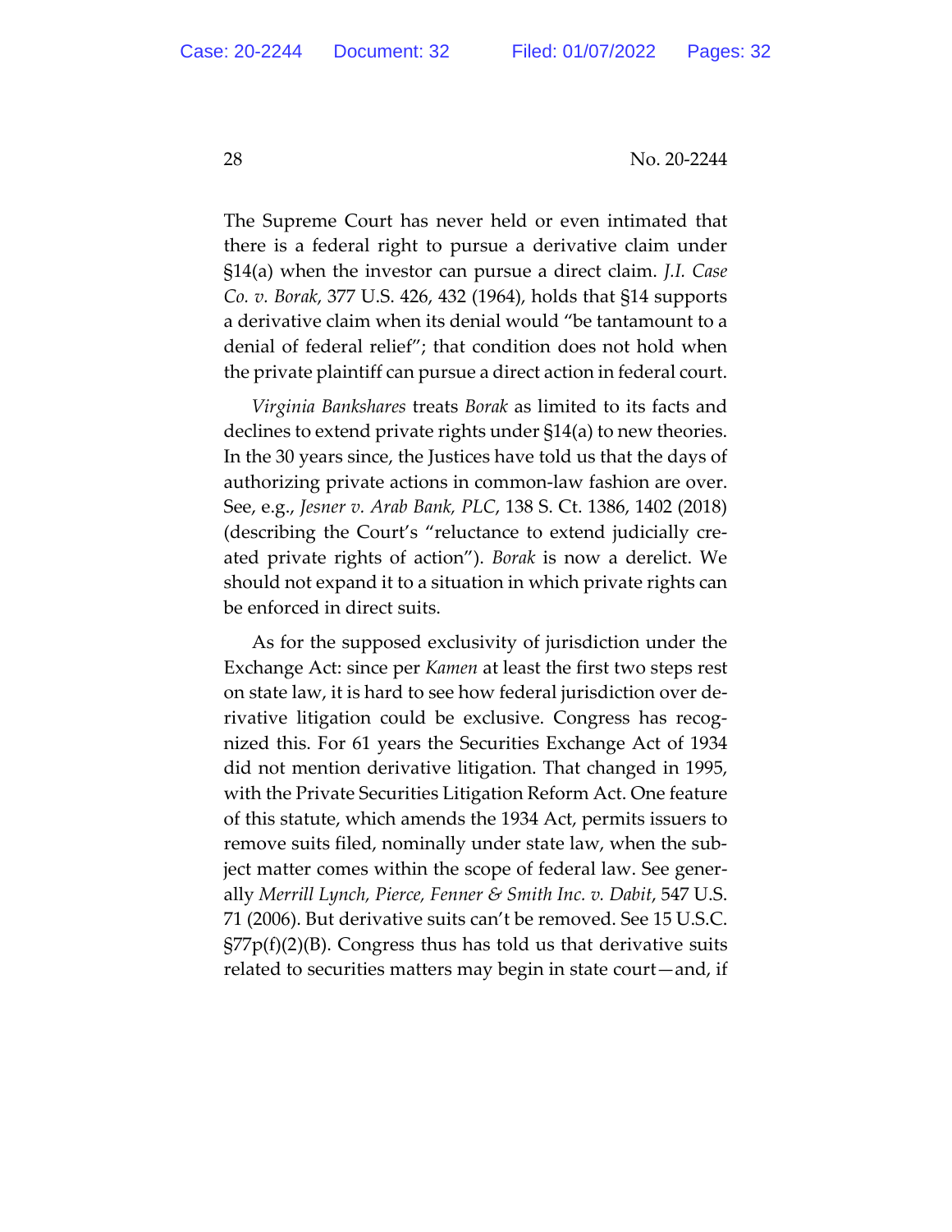The Supreme Court has never held or even intimated that there is a federal right to pursue a derivative claim under §14(a) when the investor can pursue a direct claim. *J.I. Case Co. v. Borak*, 377 U.S. 426, 432 (1964), holds that §14 supports a derivative claim when its denial would "be tantamount to a denial of federal relief"; that condition does not hold when the private plaintiff can pursue a direct action in federal court.

*Virginia Bankshares* treats *Borak* as limited to its facts and declines to extend private rights under §14(a) to new theories. In the 30 years since, the Justices have told us that the days of authorizing private actions in common-law fashion are over. See, e.g., *Jesner v. Arab Bank, PLC*, 138 S. Ct. 1386, 1402 (2018) (describing the Court's "reluctance to extend judicially created private rights of action"). *Borak* is now a derelict. We should not expand it to a situation in which private rights can be enforced in direct suits.

As for the supposed exclusivity of jurisdiction under the Exchange Act: since per *Kamen* at least the first two steps rest on state law, it is hard to see how federal jurisdiction over derivative litigation could be exclusive. Congress has recognized this. For 61 years the Securities Exchange Act of 1934 did not mention derivative litigation. That changed in 1995, with the Private Securities Litigation Reform Act. One feature of this statute, which amends the 1934 Act, permits issuers to remove suits filed, nominally under state law, when the subject matter comes within the scope of federal law. See generally *Merrill Lynch, Pierce, Fenner & Smith Inc. v. Dabit*, 547 U.S. 71 (2006). But derivative suits can't be removed. See 15 U.S.C. §77p(f)(2)(B). Congress thus has told us that derivative suits related to securities matters may begin in state court—and, if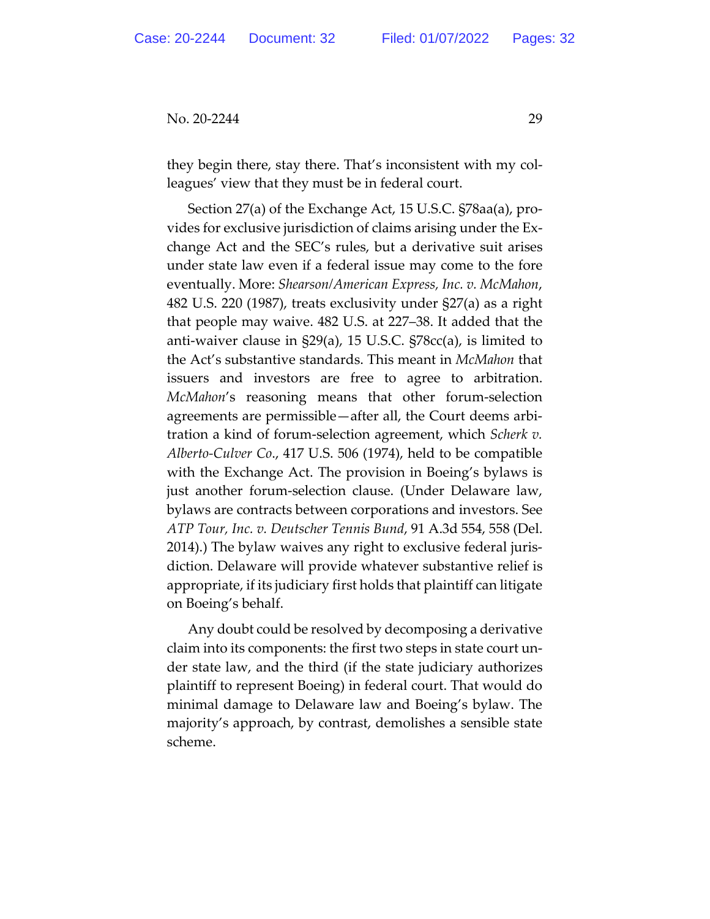they begin there, stay there. That's inconsistent with my colleagues' view that they must be in federal court.

Section 27(a) of the Exchange Act, 15 U.S.C. §78aa(a), provides for exclusive jurisdiction of claims arising under the Exchange Act and the SEC's rules, but a derivative suit arises under state law even if a federal issue may come to the fore eventually. More: *Shearson/American Express, Inc. v. McMahon*, 482 U.S. 220 (1987), treats exclusivity under §27(a) as a right that people may waive. 482 U.S. at 227–38. It added that the anti-waiver clause in §29(a), 15 U.S.C. §78cc(a), is limited to the Act's substantive standards. This meant in *McMahon* that issuers and investors are free to agree to arbitration. *McMahon*'s reasoning means that other forum-selection agreements are permissible—after all, the Court deems arbitration a kind of forum-selection agreement, which *Scherk v. Alberto-Culver Co*., 417 U.S. 506 (1974), held to be compatible with the Exchange Act. The provision in Boeing's bylaws is just another forum-selection clause. (Under Delaware law, bylaws are contracts between corporations and investors. See *ATP Tour, Inc. v. Deutscher Tennis Bund*, 91 A.3d 554, 558 (Del. 2014).) The bylaw waives any right to exclusive federal jurisdiction. Delaware will provide whatever substantive relief is appropriate, if its judiciary first holds that plaintiff can litigate on Boeing's behalf.

Any doubt could be resolved by decomposing a derivative claim into its components: the first two steps in state court under state law, and the third (if the state judiciary authorizes plaintiff to represent Boeing) in federal court. That would do minimal damage to Delaware law and Boeing's bylaw. The majority's approach, by contrast, demolishes a sensible state scheme.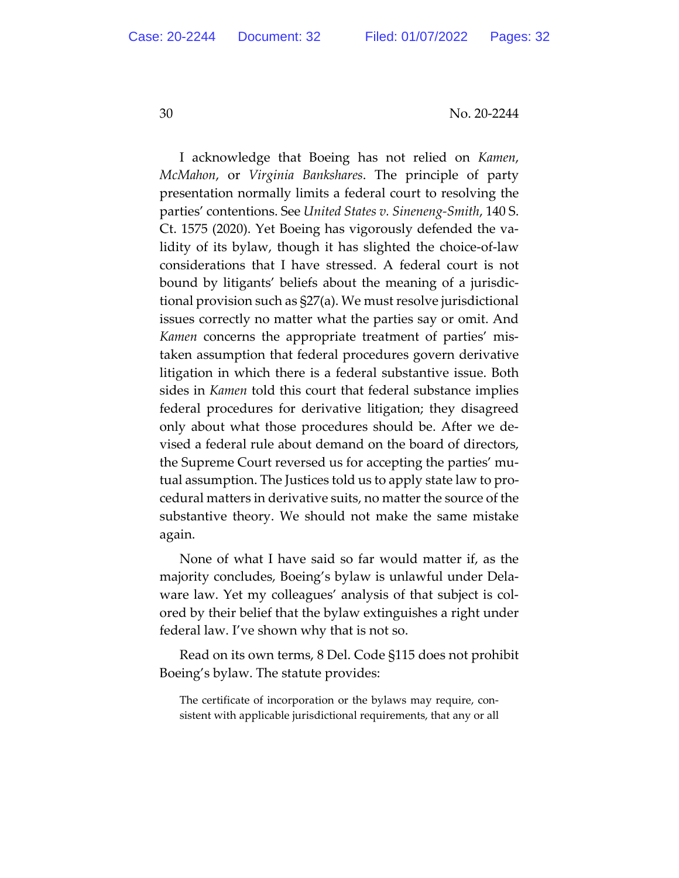I acknowledge that Boeing has not relied on *Kamen*, *McMahon*, or *Virginia Bankshares*. The principle of party presentation normally limits a federal court to resolving the parties' contentions. See *United States v. Sineneng-Smith*, 140 S. Ct. 1575 (2020). Yet Boeing has vigorously defended the validity of its bylaw, though it has slighted the choice-of-law considerations that I have stressed. A federal court is not bound by litigants' beliefs about the meaning of a jurisdictional provision such as §27(a). We must resolve jurisdictional issues correctly no matter what the parties say or omit. And *Kamen* concerns the appropriate treatment of parties' mistaken assumption that federal procedures govern derivative litigation in which there is a federal substantive issue. Both sides in *Kamen* told this court that federal substance implies federal procedures for derivative litigation; they disagreed only about what those procedures should be. After we devised a federal rule about demand on the board of directors, the Supreme Court reversed us for accepting the parties' mutual assumption. The Justices told us to apply state law to procedural matters in derivative suits, no matter the source of the substantive theory. We should not make the same mistake again.

None of what I have said so far would matter if, as the majority concludes, Boeing's bylaw is unlawful under Delaware law. Yet my colleagues' analysis of that subject is colored by their belief that the bylaw extinguishes a right under federal law. I've shown why that is not so.

Read on its own terms, 8 Del. Code §115 does not prohibit Boeing's bylaw. The statute provides:

> The certificate of incorporation or the bylaws may require, consistent with applicable jurisdictional requirements, that any or all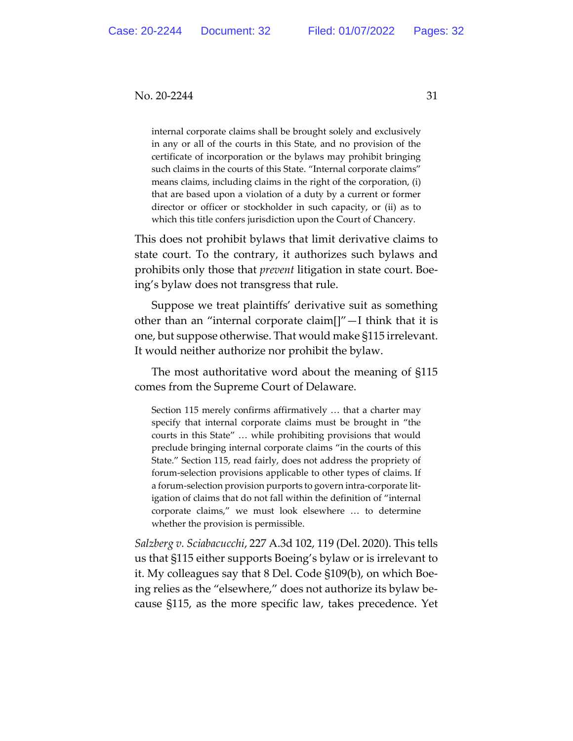> internal corporate claims shall be brought solely and exclusively in any or all of the courts in this State, and no provision of the certificate of incorporation or the bylaws may prohibit bringing such claims in the courts of this State. "Internal corporate claims" means claims, including claims in the right of the corporation, (i) that are based upon a violation of a duty by a current or former director or officer or stockholder in such capacity, or (ii) as to which this title confers jurisdiction upon the Court of Chancery.

This does not prohibit bylaws that limit derivative claims to state court. To the contrary, it authorizes such bylaws and prohibits only those that *prevent* litigation in state court. Boeing's bylaw does not transgress that rule.

Suppose we treat plaintiffs' derivative suit as something other than an "internal corporate claim[]"—I think that it is one, but suppose otherwise. That would make §115 irrelevant. It would neither authorize nor prohibit the bylaw.

The most authoritative word about the meaning of §115 comes from the Supreme Court of Delaware.

> Section 115 merely confirms affirmatively … that a charter may specify that internal corporate claims must be brought in "the courts in this State" … while prohibiting provisions that would preclude bringing internal corporate claims "in the courts of this State." Section 115, read fairly, does not address the propriety of forum-selection provisions applicable to other types of claims. If a forum-selection provision purports to govern intra-corporate litigation of claims that do not fall within the definition of "internal corporate claims," we must look elsewhere … to determine whether the provision is permissible.

*Salzberg v. Sciabacucchi*, 227 A.3d 102, 119 (Del. 2020). This tells us that §115 either supports Boeing's bylaw or is irrelevant to it. My colleagues say that 8 Del. Code §109(b), on which Boeing relies as the "elsewhere," does not authorize its bylaw because §115, as the more specific law, takes precedence. Yet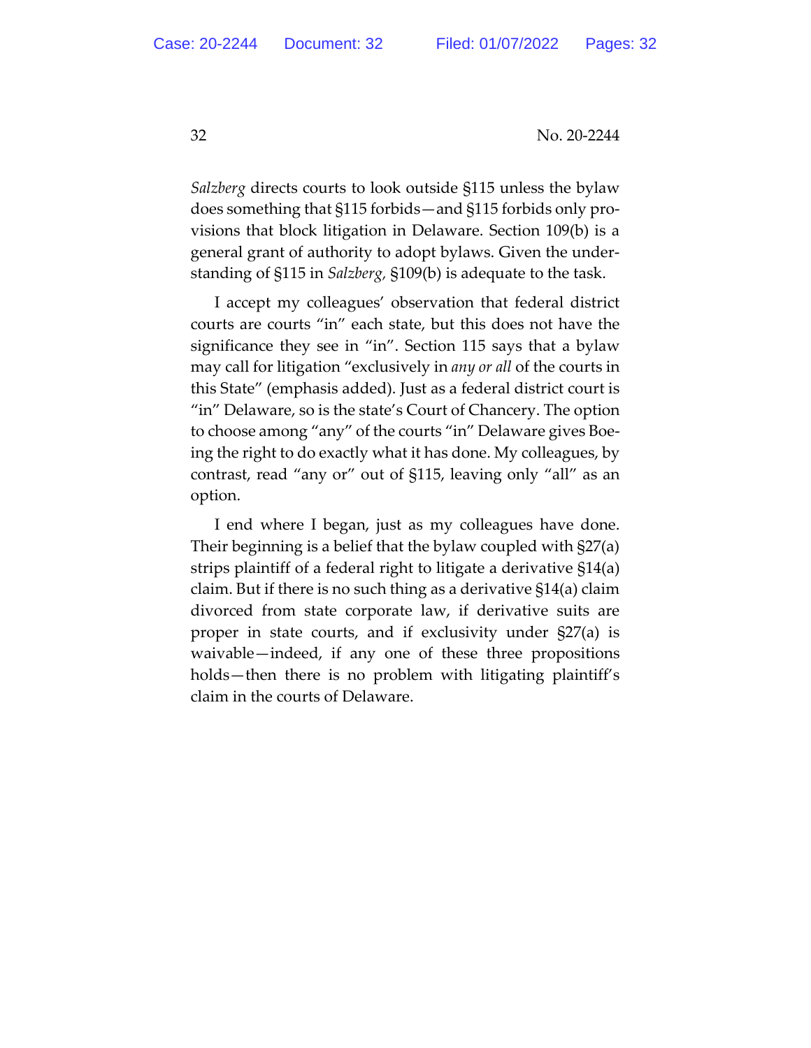*Salzberg* directs courts to look outside §115 unless the bylaw does something that §115 forbids—and §115 forbids only provisions that block litigation in Delaware. Section 109(b) is a general grant of authority to adopt bylaws. Given the understanding of §115 in *Salzberg,* §109(b) is adequate to the task.

I accept my colleagues' observation that federal district courts are courts "in" each state, but this does not have the significance they see in "in". Section 115 says that a bylaw may call for litigation "exclusively in *any or all* of the courts in this State" (emphasis added). Just as a federal district court is "in" Delaware, so is the state's Court of Chancery. The option to choose among "any" of the courts "in" Delaware gives Boeing the right to do exactly what it has done. My colleagues, by contrast, read "any or" out of §115, leaving only "all" as an option.

I end where I began, just as my colleagues have done. Their beginning is a belief that the bylaw coupled with §27(a) strips plaintiff of a federal right to litigate a derivative §14(a) claim. But if there is no such thing as a derivative §14(a) claim divorced from state corporate law, if derivative suits are proper in state courts, and if exclusivity under §27(a) is waivable—indeed, if any one of these three propositions holds—then there is no problem with litigating plaintiff's claim in the courts of Delaware.